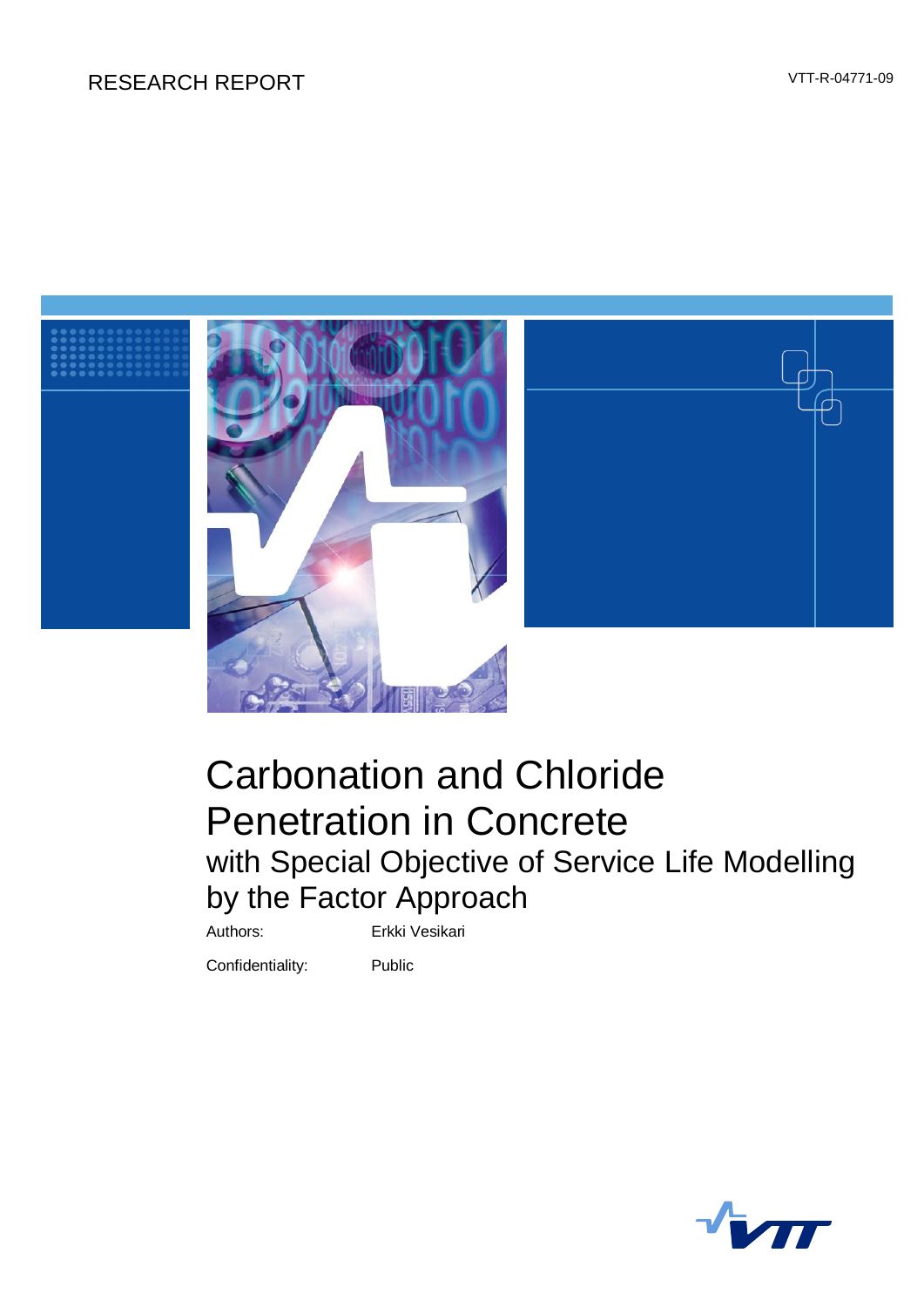RESEARCH REPORT

VTT-R-04771-09

# Carbonation and Chloride Penetration in Concrete

## with Special Objective of Service Life Modelling by the Factor Approach

Authors: Erkki Vesikari

Confidentiality: Public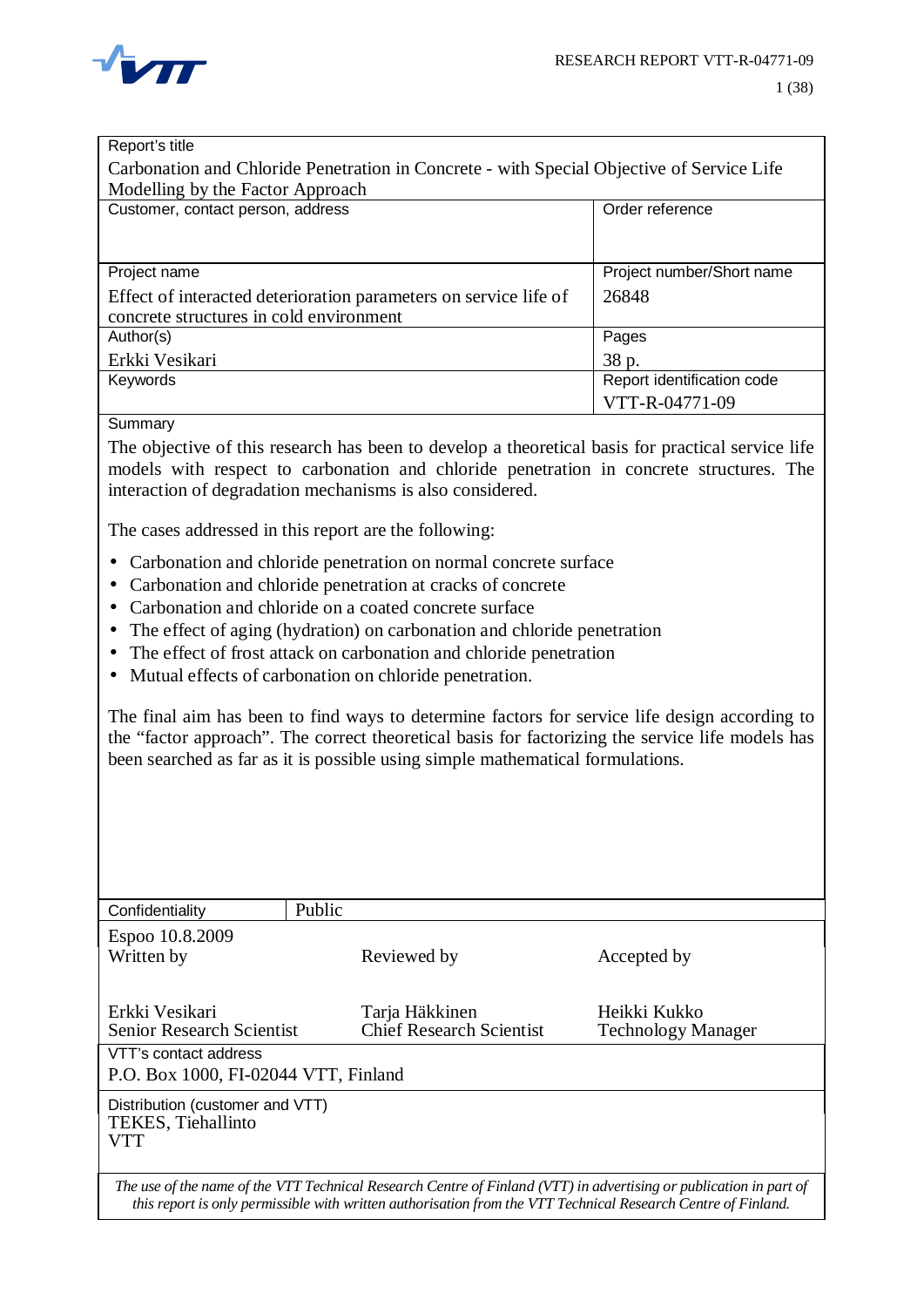| Report's title | |
|---|---|
| Carbonation and Chloride Penetration in Concrete - with Special Objective of Service Life Modelling by the Factor Approach | |
| Customer, contact person, address | Order reference |
| | |
| Project name | Project number/Short name |
| Effect of interacted deterioration parameters on service life of concrete structures in cold environment | 26848 |
| Author(s) | Pages |
| Erkki Vesikari | 38 p. |
| Keywords | Report identification code |
| | VTT-R-04771-09 |

Summary

The objective of this research has been to develop a theoretical basis for practical service life models with respect to carbonation and chloride penetration in concrete structures. The interaction of degradation mechanisms is also considered.

The cases addressed in this report are the following:

- Carbonation and chloride penetration on normal concrete surface
- Carbonation and chloride penetration at cracks of concrete
- Carbonation and chloride on a coated concrete surface
- The effect of aging (hydration) on carbonation and chloride penetration
- The effect of frost attack on carbonation and chloride penetration
- Mutual effects of carbonation on chloride penetration.

The final aim has been to find ways to determine factors for service life design according to the "factor approach". The correct theoretical basis for factorizing the service life models has been searched as far as it is possible using simple mathematical formulations.

| Confidentiality | Public | |
|---|---|---|
| Espoo 10.8.2009<br>Written by | Reviewed by | Accepted by |
| Erkki Vesikari<br>Senior Research Scientist | Tarja Häkkinen<br>Chief Research Scientist | Heikki Kukko<br>Technology Manager |

VTT's contact address
P.O. Box 1000, FI-02044 VTT, Finland

Distribution (customer and VTT)
TEKES, Tiehallinto
VTT

*The use of the name of the VTT Technical Research Centre of Finland (VTT) in advertising or publication in part of this report is only permissible with written authorisation from the VTT Technical Research Centre of Finland.*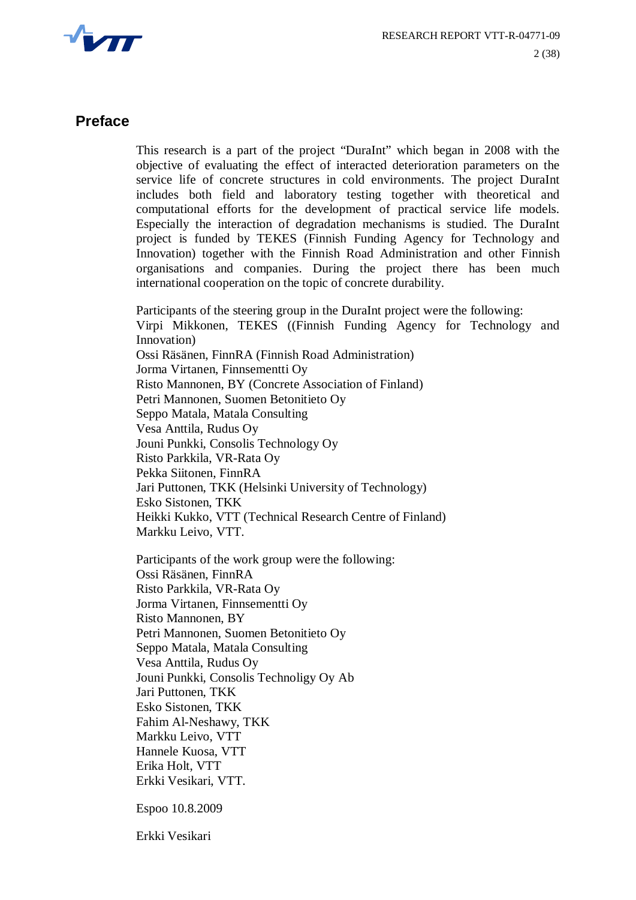# Preface

This research is a part of the project “DuraInt” which began in 2008 with the objective of evaluating the effect of interacted deterioration parameters on the service life of concrete structures in cold environments. The project DuraInt includes both field and laboratory testing together with theoretical and computational efforts for the development of practical service life models. Especially the interaction of degradation mechanisms is studied. The DuraInt project is funded by TEKES (Finnish Funding Agency for Technology and Innovation) together with the Finnish Road Administration and other Finnish organisations and companies. During the project there has been much international cooperation on the topic of concrete durability.

Participants of the steering group in the DuraInt project were the following:
Virpi Mikkonen, TEKES ((Finnish Funding Agency for Technology and Innovation)
Ossi Räsänen, FinnRA (Finnish Road Administration)
Jorma Virtanen, Finnsementti Oy
Risto Mannonen, BY (Concrete Association of Finland)
Petri Mannonen, Suomen Betonitieto Oy
Seppo Matala, Matala Consulting
Vesa Anttila, Rudus Oy
Jouni Punkki, Consolis Technology Oy
Risto Parkkila, VR-Rata Oy
Pekka Siitonen, FinnRA
Jari Puttonen, TKK (Helsinki University of Technology)
Esko Sistonen, TKK
Heikki Kukko, VTT (Technical Research Centre of Finland)
Markku Leivo, VTT.

Participants of the work group were the following:
Ossi Räsänen, FinnRA
Risto Parkkila, VR-Rata Oy
Jorma Virtanen, Finnsementti Oy
Risto Mannonen, BY
Petri Mannonen, Suomen Betonitieto Oy
Seppo Matala, Matala Consulting
Vesa Anttila, Rudus Oy
Jouni Punkki, Consolis Technoligy Oy Ab
Jari Puttonen, TKK
Esko Sistonen, TKK
Fahim Al-Neshawy, TKK
Markku Leivo, VTT
Hannele Kuosa, VTT
Erika Holt, VTT
Erkki Vesikari, VTT.

Espoo 10.8.2009

Erkki Vesikari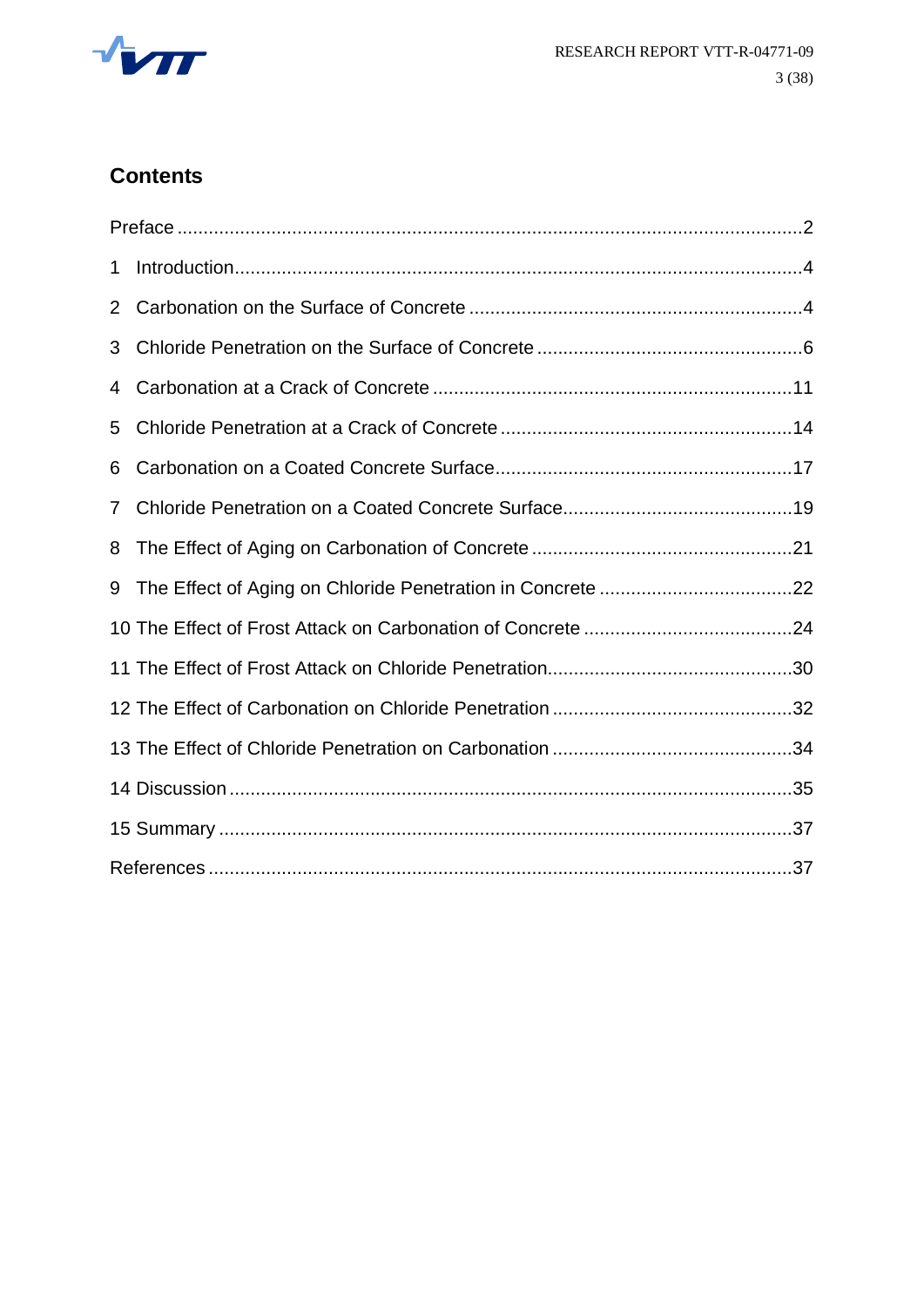## Contents

Preface ....................................................................................................................2

1 Introduction..........................................................................................................4

2 Carbonation on the Surface of Concrete ...............................................................4

3 Chloride Penetration on the Surface of Concrete ..................................................6

4 Carbonation at a Crack of Concrete ....................................................................11

5 Chloride Penetration at a Crack of Concrete .......................................................14

6 Carbonation on a Coated Concrete Surface........................................................17

7 Chloride Penetration on a Coated Concrete Surface............................................19

8 The Effect of Aging on Carbonation of Concrete .................................................21

9 The Effect of Aging on Chloride Penetration in Concrete ....................................22

10 The Effect of Frost Attack on Carbonation of Concrete .......................................24

11 The Effect of Frost Attack on Chloride Penetration..............................................30

12 The Effect of Carbonation on Chloride Penetration .............................................32

13 The Effect of Chloride Penetration on Carbonation .............................................34

14 Discussion ..........................................................................................................35

15 Summary ............................................................................................................37

References ..............................................................................................................37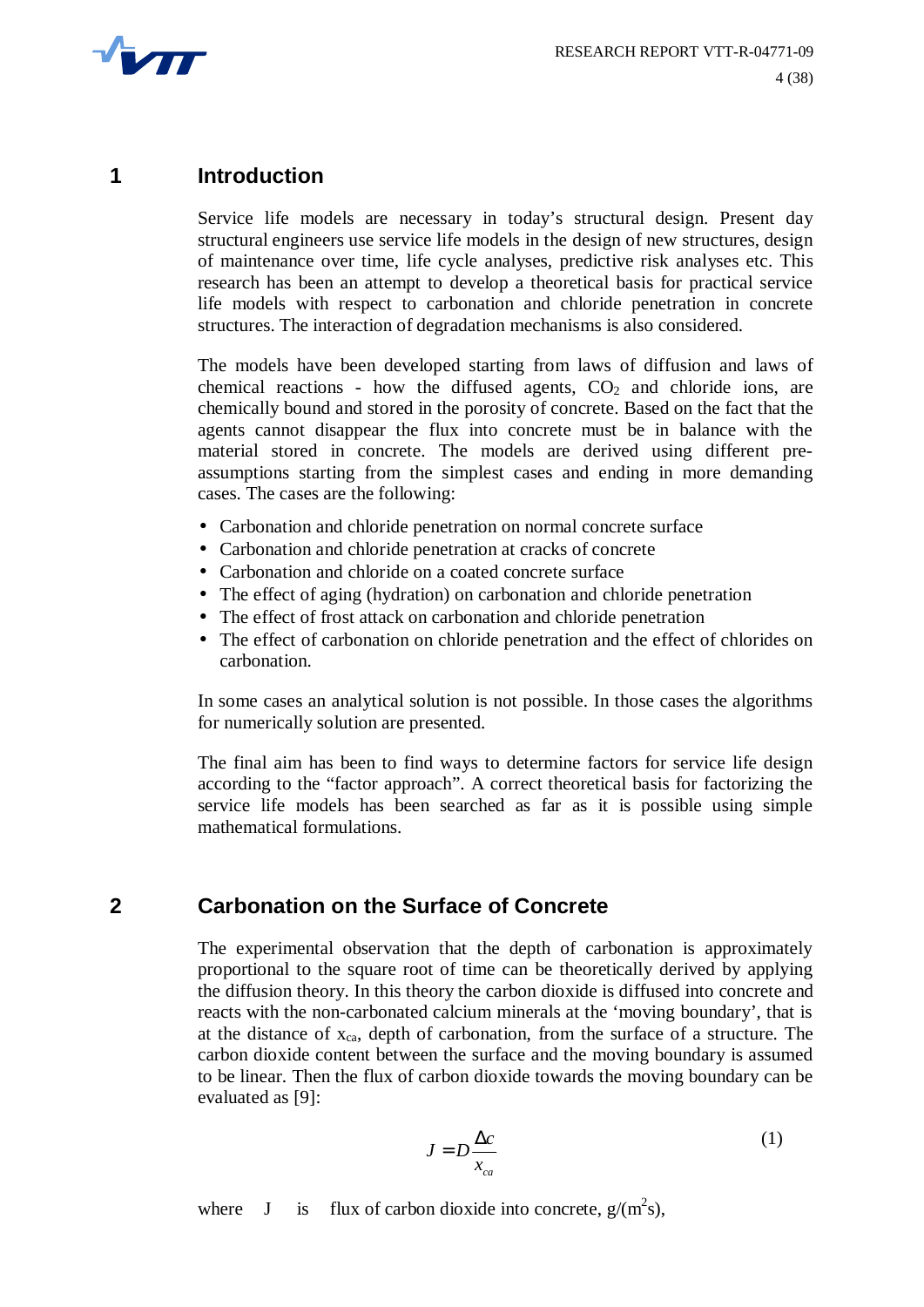# 1 Introduction

Service life models are necessary in today's structural design. Present day structural engineers use service life models in the design of new structures, design of maintenance over time, life cycle analyses, predictive risk analyses etc. This research has been an attempt to develop a theoretical basis for practical service life models with respect to carbonation and chloride penetration in concrete structures. The interaction of degradation mechanisms is also considered.

The models have been developed starting from laws of diffusion and laws of chemical reactions - how the diffused agents, $CO_2$ and chloride ions, are chemically bound and stored in the porosity of concrete. Based on the fact that the agents cannot disappear the flux into concrete must be in balance with the material stored in concrete. The models are derived using different pre-assumptions starting from the simplest cases and ending in more demanding cases. The cases are the following:

- Carbonation and chloride penetration on normal concrete surface
- Carbonation and chloride penetration at cracks of concrete
- Carbonation and chloride on a coated concrete surface
- The effect of aging (hydration) on carbonation and chloride penetration
- The effect of frost attack on carbonation and chloride penetration
- The effect of carbonation on chloride penetration and the effect of chlorides on carbonation.

In some cases an analytical solution is not possible. In those cases the algorithms for numerically solution are presented.

The final aim has been to find ways to determine factors for service life design according to the "factor approach". A correct theoretical basis for factorizing the service life models has been searched as far as it is possible using simple mathematical formulations.

# 2 Carbonation on the Surface of Concrete

The experimental observation that the depth of carbonation is approximately proportional to the square root of time can be theoretically derived by applying the diffusion theory. In this theory the carbon dioxide is diffused into concrete and reacts with the non-carbonated calcium minerals at the 'moving boundary', that is at the distance of $x_{ca}$, depth of carbonation, from the surface of a structure. The carbon dioxide content between the surface and the moving boundary is assumed to be linear. Then the flux of carbon dioxide towards the moving boundary can be evaluated as [9]:

$$J = D\frac{\Delta c}{x_{ca}} \tag{1}$$

where J is flux of carbon dioxide into concrete, $g/(m^2s)$,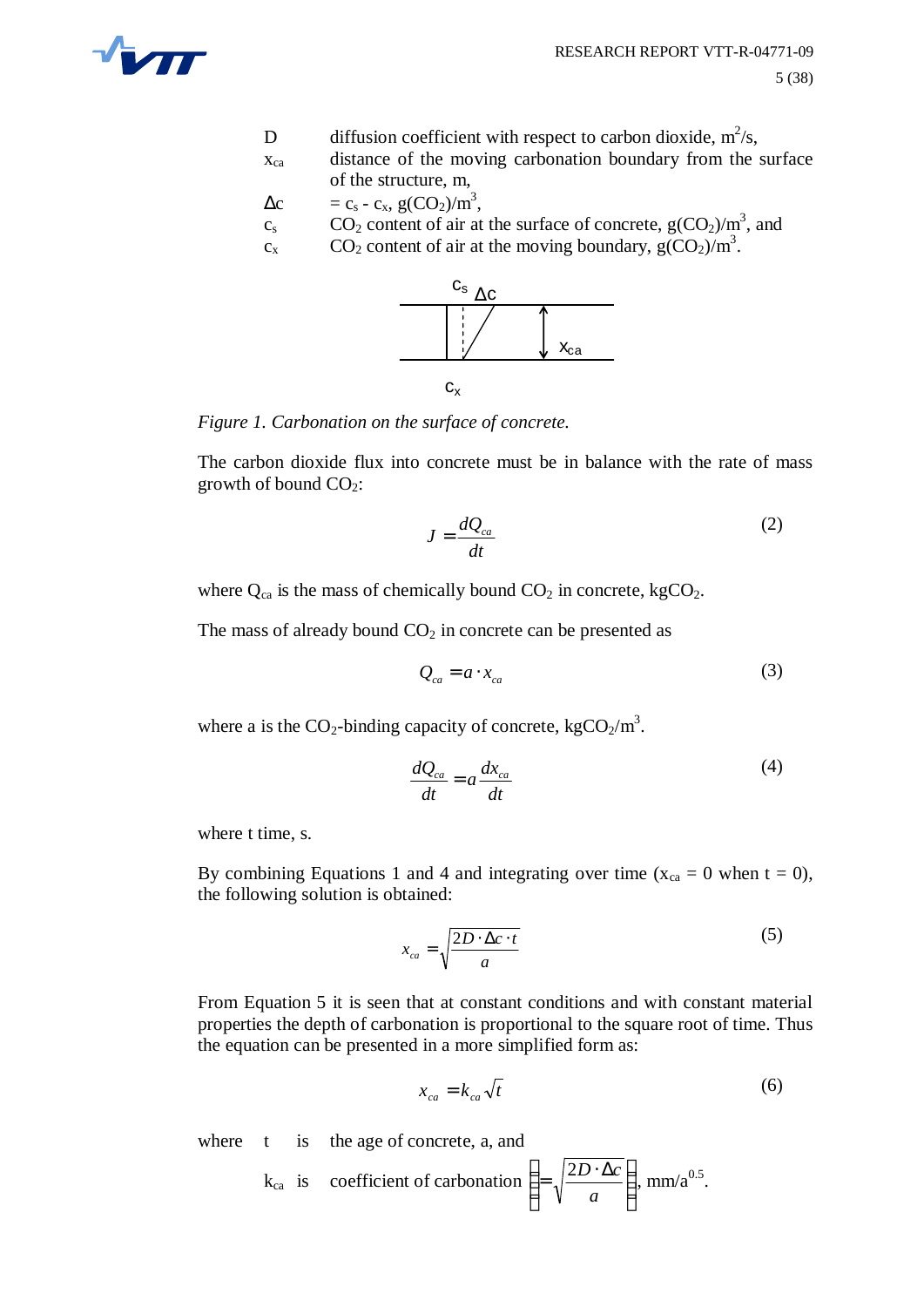| | |
|---|---|
| D | diffusion coefficient with respect to carbon dioxide, $m^2/s$, |
| $x_{ca}$ | distance of the moving carbonation boundary from the surface of the structure, m, |
| $\Delta c$ | $= c_s - c_x$, $g(CO_2)/m^3$, |
| $c_s$ | $CO_2$ content of air at the surface of concrete, $g(CO_2)/m^3$, and |
| $c_x$ | $CO_2$ content of air at the moving boundary, $g(CO_2)/m^3$. |

*Figure 1. Carbonation on the surface of concrete.*

The carbon dioxide flux into concrete must be in balance with the rate of mass growth of bound $CO_2$:

$$J = \frac{dQ_{ca}}{dt} \tag{2}$$

where $Q_{ca}$ is the mass of chemically bound $CO_2$ in concrete, $kgCO_2$.

The mass of already bound $CO_2$ in concrete can be presented as

$$Q_{ca} = a \cdot x_{ca} \tag{3}$$

where a is the $CO_2$-binding capacity of concrete, $kgCO_2/m^3$.

$$\frac{dQ_{ca}}{dt} = a\frac{dx_{ca}}{dt} \tag{4}$$

where t time, s.

By combining Equations 1 and 4 and integrating over time ($x_{ca} = 0$ when $t = 0$), the following solution is obtained:

$$x_{ca} = \sqrt{\frac{2D \cdot \Delta c \cdot t}{a}} \tag{5}$$

From Equation 5 it is seen that at constant conditions and with constant material properties the depth of carbonation is proportional to the square root of time. Thus the equation can be presented in a more simplified form as:

$$x_{ca} = k_{ca}\sqrt{t} \tag{6}$$

where t is the age of concrete, a, and

$k_{ca}$ is coefficient of carbonation $\left(= \sqrt{\frac{2D \cdot \Delta c}{a}}\right)$, $mm/a^{0.5}$.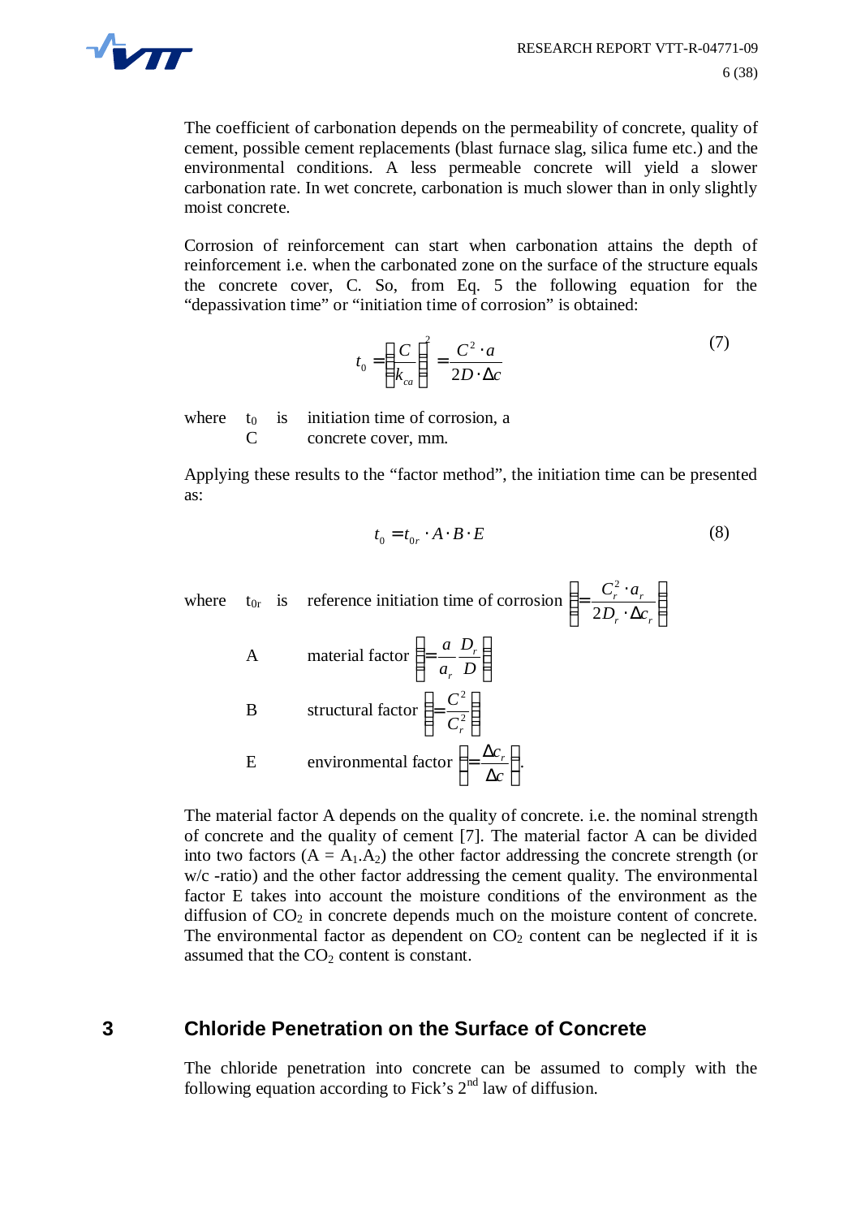The coefficient of carbonation depends on the permeability of concrete, quality of cement, possible cement replacements (blast furnace slag, silica fume etc.) and the environmental conditions. A less permeable concrete will yield a slower carbonation rate. In wet concrete, carbonation is much slower than in only slightly moist concrete.

Corrosion of reinforcement can start when carbonation attains the depth of reinforcement i.e. when the carbonated zone on the surface of the structure equals the concrete cover, C. So, from Eq. 5 the following equation for the "depassivation time" or "initiation time of corrosion" is obtained:

$$t_0 = \left(\frac{C}{k_{ca}}\right)^2 = \frac{C^2 \cdot a}{2D \cdot \Delta c} \tag{7}$$

where $t_0$ is initiation time of corrosion, a
$C$ concrete cover, mm.

Applying these results to the "factor method", the initiation time can be presented as:

$$t_0 = t_{0r} \cdot A \cdot B \cdot E \tag{8}$$

where $t_{0r}$ is reference initiation time of corrosion $\left( = \frac{C_r^2 \cdot a_r}{2D_r \cdot \Delta c_r} \right)$

$A$ material factor $\left( = \frac{a}{a_r} \frac{D_r}{D} \right)$

$B$ structural factor $\left( = \frac{C^2}{C_r^2} \right)$

$E$ environmental factor $\left( = \frac{\Delta c_r}{\Delta c} \right)$.

The material factor A depends on the quality of concrete. i.e. the nominal strength of concrete and the quality of cement [7]. The material factor A can be divided into two factors ($A = A_1.A_2$) the other factor addressing the concrete strength (or w/c -ratio) and the other factor addressing the cement quality. The environmental factor E takes into account the moisture conditions of the environment as the diffusion of $CO_2$ in concrete depends much on the moisture content of concrete. The environmental factor as dependent on $CO_2$ content can be neglected if it is assumed that the $CO_2$ content is constant.

# 3 Chloride Penetration on the Surface of Concrete

The chloride penetration into concrete can be assumed to comply with the following equation according to Fick's 2nd law of diffusion.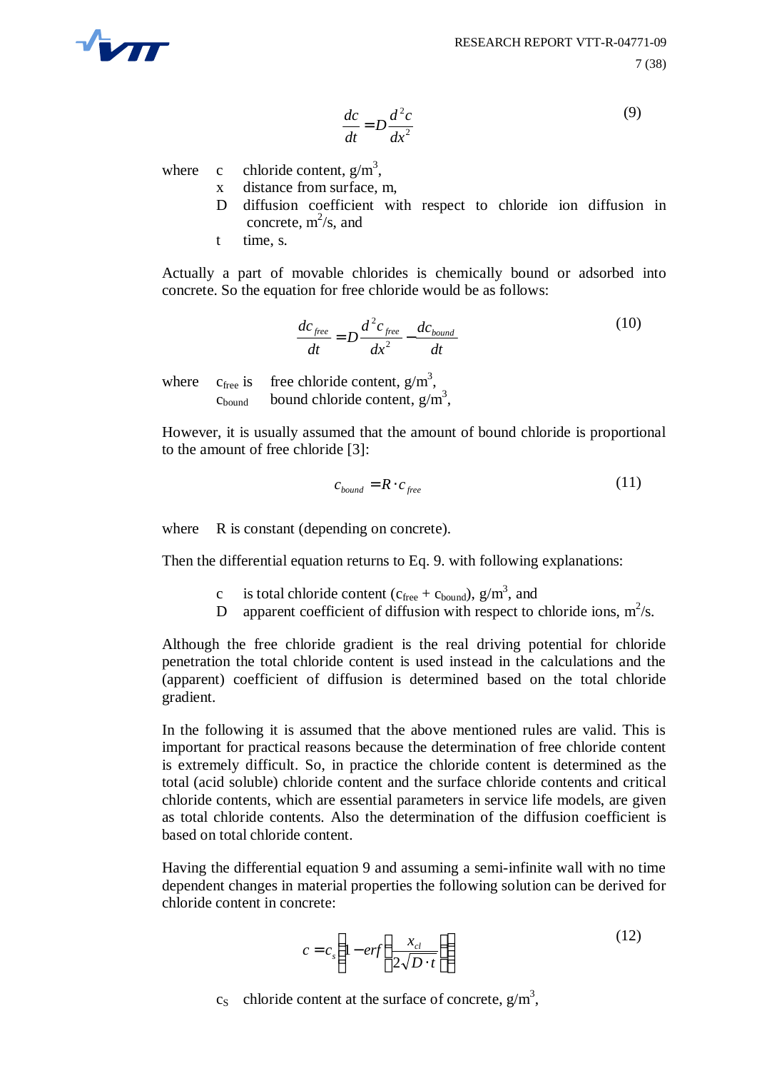$$\frac{dc}{dt} = D\frac{d^2c}{dx^2} \tag{9}$$

where
- c — chloride content, g/m$^3$,
- x — distance from surface, m,
- D — diffusion coefficient with respect to chloride ion diffusion in concrete, m$^2$/s, and
- t — time, s.

Actually a part of movable chlorides is chemically bound or adsorbed into concrete. So the equation for free chloride would be as follows:

$$\frac{dc_{free}}{dt} = D\frac{d^2c_{free}}{dx^2} - \frac{dc_{bound}}{dt} \tag{10}$$

where
- $c_{free}$ is — free chloride content, g/m$^3$,
- $c_{bound}$ — bound chloride content, g/m$^3$,

However, it is usually assumed that the amount of bound chloride is proportional to the amount of free chloride [3]:

$$c_{bound} = R \cdot c_{free} \tag{11}$$

where R is constant (depending on concrete).

Then the differential equation returns to Eq. 9. with following explanations:

- c — is total chloride content ($c_{free}$ + $c_{bound}$), g/m$^3$, and
- D — apparent coefficient of diffusion with respect to chloride ions, m$^2$/s.

Although the free chloride gradient is the real driving potential for chloride penetration the total chloride content is used instead in the calculations and the (apparent) coefficient of diffusion is determined based on the total chloride gradient.

In the following it is assumed that the above mentioned rules are valid. This is important for practical reasons because the determination of free chloride content is extremely difficult. So, in practice the chloride content is determined as the total (acid soluble) chloride content and the surface chloride contents and critical chloride contents, which are essential parameters in service life models, are given as total chloride contents. Also the determination of the diffusion coefficient is based on total chloride content.

Having the differential equation 9 and assuming a semi-infinite wall with no time dependent changes in material properties the following solution can be derived for chloride content in concrete:

$$c = c_s\left(1 - erf\left(\frac{x_{cl}}{2\sqrt{D \cdot t}}\right)\right) \tag{12}$$

$c_S$ — chloride content at the surface of concrete, g/m$^3$,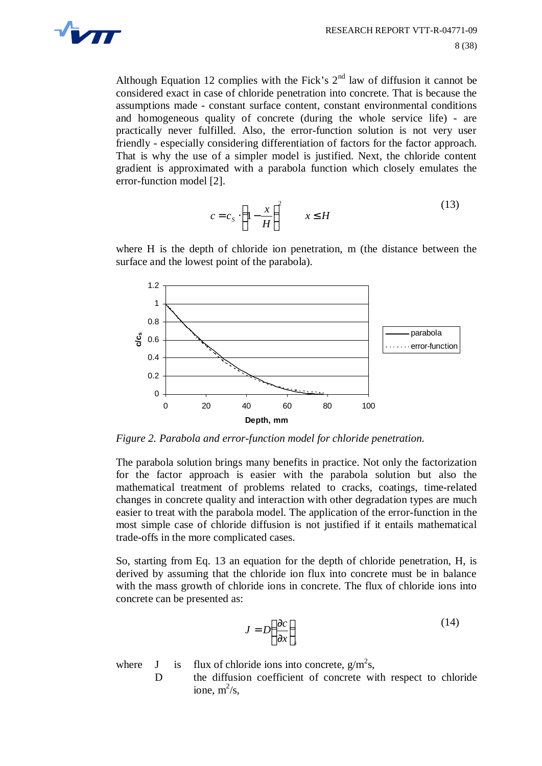Although Equation 12 complies with the Fick's 2[nd] law of diffusion it cannot be considered exact in case of chloride penetration into concrete. That is because the assumptions made - constant surface content, constant environmental conditions and homogeneous quality of concrete (during the whole service life) - are practically never fulfilled. Also, the error-function solution is not very user friendly - especially considering differentiation of factors for the factor approach. That is why the use of a simpler model is justified. Next, the chloride content gradient is approximated with a parabola function which closely emulates the error-function model [2].

$$c = c_S \cdot \left(1 - \frac{x}{H}\right)^2 \qquad x \leq H \tag{13}$$

where H is the depth of chloride ion penetration, m (the distance between the surface and the lowest point of the parabola).

*Figure 2. Parabola and error-function model for chloride penetration.*

The parabola solution brings many benefits in practice. Not only the factorization for the factor approach is easier with the parabola solution but also the mathematical treatment of problems related to cracks, coatings, time-related changes in concrete quality and interaction with other degradation types are much easier to treat with the parabola model. The application of the error-function in the most simple case of chloride diffusion is not justified if it entails mathematical trade-offs in the more complicated cases.

So, starting from Eq. 13 an equation for the depth of chloride penetration, H, is derived by assuming that the chloride ion flux into concrete must be in balance with the mass growth of chloride ions in concrete. The flux of chloride ions into concrete can be presented as:

$$J = D\left(\frac{\partial c}{\partial x}\right)_s \tag{14}$$

where J is flux of chloride ions into concrete, $g/m^2s$,

D the diffusion coefficient of concrete with respect to chloride ione, $m^2/s$,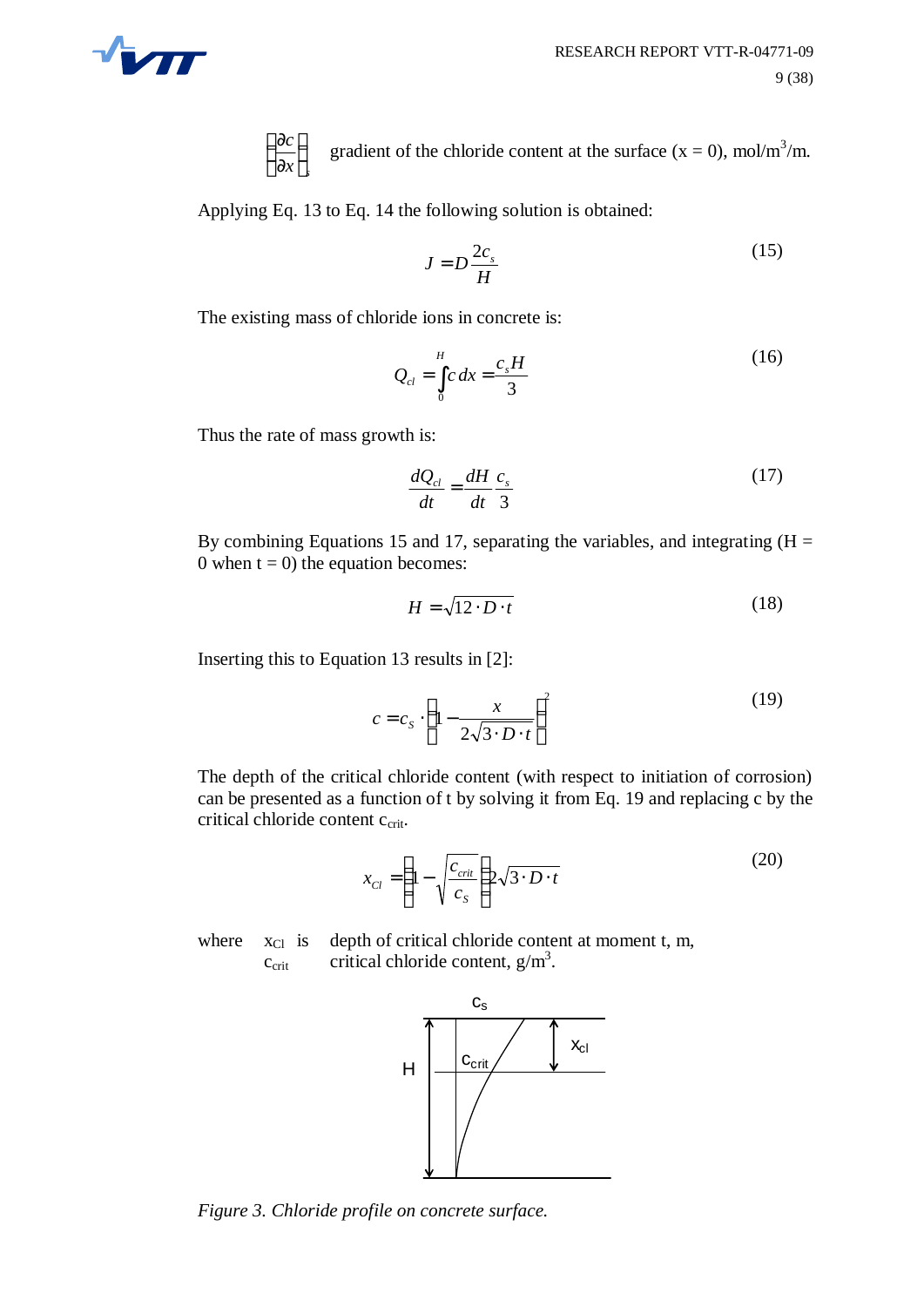$\left(\frac{\partial c}{\partial x}\right)_s$ gradient of the chloride content at the surface (x = 0), mol/m$^3$/m.

Applying Eq. 13 to Eq. 14 the following solution is obtained:

$$J = D\frac{2c_s}{H} \tag{15}$$

The existing mass of chloride ions in concrete is:

$$Q_{cl} = \int_0^H c\,dx = \frac{c_s H}{3} \tag{16}$$

Thus the rate of mass growth is:

$$\frac{dQ_{cl}}{dt} = \frac{dH}{dt}\frac{c_s}{3} \tag{17}$$

By combining Equations 15 and 17, separating the variables, and integrating (H = 0 when t = 0) the equation becomes:

$$H = \sqrt{12 \cdot D \cdot t} \tag{18}$$

Inserting this to Equation 13 results in [2]:

$$c = c_S \cdot \left(1 - \frac{x}{2\sqrt{3 \cdot D \cdot t}}\right)^2 \tag{19}$$

The depth of the critical chloride content (with respect to initiation of corrosion) can be presented as a function of t by solving it from Eq. 19 and replacing c by the critical chloride content $c_{crit}$.

$$x_{Cl} = \left(1 - \sqrt{\frac{c_{crit}}{c_S}}\right) 2\sqrt{3 \cdot D \cdot t} \tag{20}$$

where $x_{Cl}$ is depth of critical chloride content at moment t, m,
$c_{crit}$ critical chloride content, g/m$^3$.

*Figure 3. Chloride profile on concrete surface.*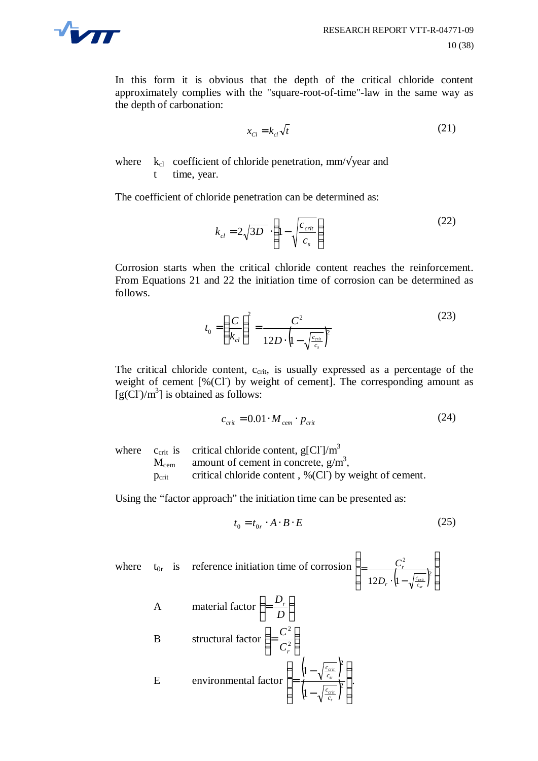In this form it is obvious that the depth of the critical chloride content approximately complies with the "square-root-of-time"-law in the same way as the depth of carbonation:

$$x_{Cl} = k_{cl}\sqrt{t} \tag{21}$$

where $k_{cl}$ coefficient of chloride penetration, mm/√year and
$t$ time, year.

The coefficient of chloride penetration can be determined as:

$$k_{cl} = 2\sqrt{3D} \cdot \left(1 - \sqrt{\frac{c_{crit}}{c_s}}\right) \tag{22}$$

Corrosion starts when the critical chloride content reaches the reinforcement. From Equations 21 and 22 the initiation time of corrosion can be determined as follows.

$$t_0 = \left(\frac{C}{k_{cl}}\right)^2 = \frac{C^2}{12D \cdot \left(1 - \sqrt{\frac{c_{crit}}{c_s}}\right)^2} \tag{23}$$

The critical chloride content, $c_{crit}$, is usually expressed as a percentage of the weight of cement [%($Cl^-$) by weight of cement]. The corresponding amount as [g($Cl^-$)/$m^3$] is obtained as follows:

$$c_{crit} = 0.01 \cdot M_{cem} \cdot p_{crit} \tag{24}$$

where $c_{crit}$ is critical chloride content, g[$Cl^-$]/$m^3$
$M_{cem}$ amount of cement in concrete, g/$m^3$,
$p_{crit}$ critical chloride content , %($Cl^-$) by weight of cement.

Using the “factor approach” the initiation time can be presented as:

$$t_0 = t_{0r} \cdot A \cdot B \cdot E \tag{25}$$

where $t_{0r}$ is reference initiation time of corrosion $\left(= \frac{C_r^2}{12D_r \cdot \left(1 - \sqrt{\frac{c_{crit}}{c_{sr}}}\right)^2}\right)$

A material factor $\left(= \frac{D_r}{D}\right)$

B structural factor $\left(= \frac{C^2}{C_r^2}\right)$

E environmental factor $\left(= \frac{\left(1 - \sqrt{\frac{c_{crit}}{c_{sr}}}\right)^2}{\left(1 - \sqrt{\frac{c_{crit}}{c_s}}\right)^2}\right)$.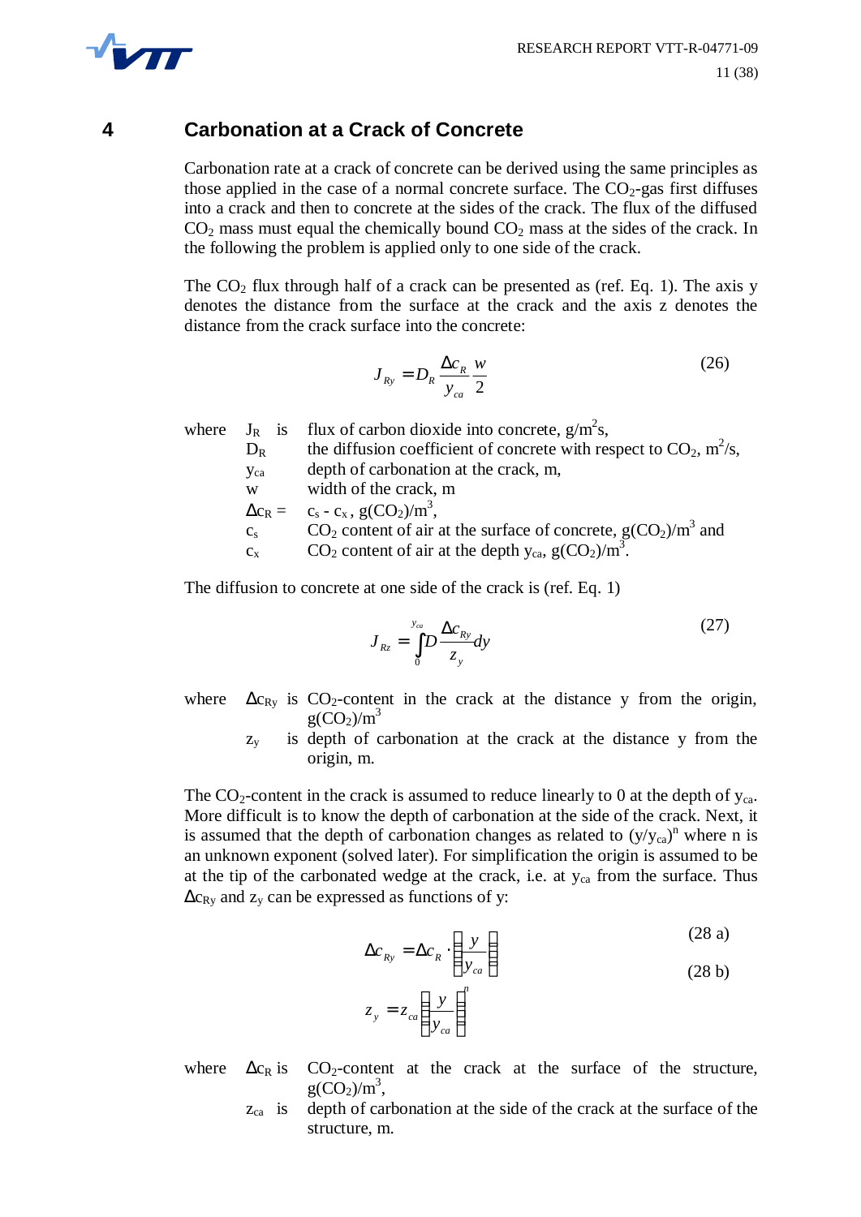# 4 Carbonation at a Crack of Concrete

Carbonation rate at a crack of concrete can be derived using the same principles as those applied in the case of a normal concrete surface. The $CO_2$-gas first diffuses into a crack and then to concrete at the sides of the crack. The flux of the diffused $CO_2$ mass must equal the chemically bound $CO_2$ mass at the sides of the crack. In the following the problem is applied only to one side of the crack.

The $CO_2$ flux through half of a crack can be presented as (ref. Eq. 1). The axis y denotes the distance from the surface at the crack and the axis z denotes the distance from the crack surface into the concrete:

$$J_{Ry} = D_R \frac{\Delta c_R}{y_{ca}} \frac{w}{2} \tag{26}$$

where
- $J_R$ is flux of carbon dioxide into concrete, $g/m^2s$,
- $D_R$ the diffusion coefficient of concrete with respect to $CO_2$, $m^2/s$,
- $y_{ca}$ depth of carbonation at the crack, m,
- $w$ width of the crack, m
- $\Delta c_R =$ $c_s - c_x$, $g(CO_2)/m^3$,
- $c_s$ $CO_2$ content of air at the surface of concrete, $g(CO_2)/m^3$ and
- $c_x$ $CO_2$ content of air at the depth $y_{ca}$, $g(CO_2)/m^3$.

The diffusion to concrete at one side of the crack is (ref. Eq. 1)

$$J_{Rz} = \int_0^{y_{ca}} D \frac{\Delta c_{Ry}}{z_y} dy \tag{27}$$

where
- $\Delta c_{Ry}$ is $CO_2$-content in the crack at the distance y from the origin, $g(CO_2)/m^3$
- $z_y$ is depth of carbonation at the crack at the distance y from the origin, m.

The $CO_2$-content in the crack is assumed to reduce linearly to 0 at the depth of $y_{ca}$. More difficult is to know the depth of carbonation at the side of the crack. Next, it is assumed that the depth of carbonation changes as related to $(y/y_{ca})^n$ where n is an unknown exponent (solved later). For simplification the origin is assumed to be at the tip of the carbonated wedge at the crack, i.e. at $y_{ca}$ from the surface. Thus $\Delta c_{Ry}$ and $z_y$ can be expressed as functions of y:

$$\Delta c_{Ry} = \Delta c_R \cdot \left( \frac{y}{y_{ca}} \right) \tag{28 a}$$

$$z_y = z_{ca} \left( \frac{y}{y_{ca}} \right)^n \tag{28 b}$$

where
- $\Delta c_R$ is $CO_2$-content at the crack at the surface of the structure, $g(CO_2)/m^3$,
- $z_{ca}$ is depth of carbonation at the side of the crack at the surface of the structure, m.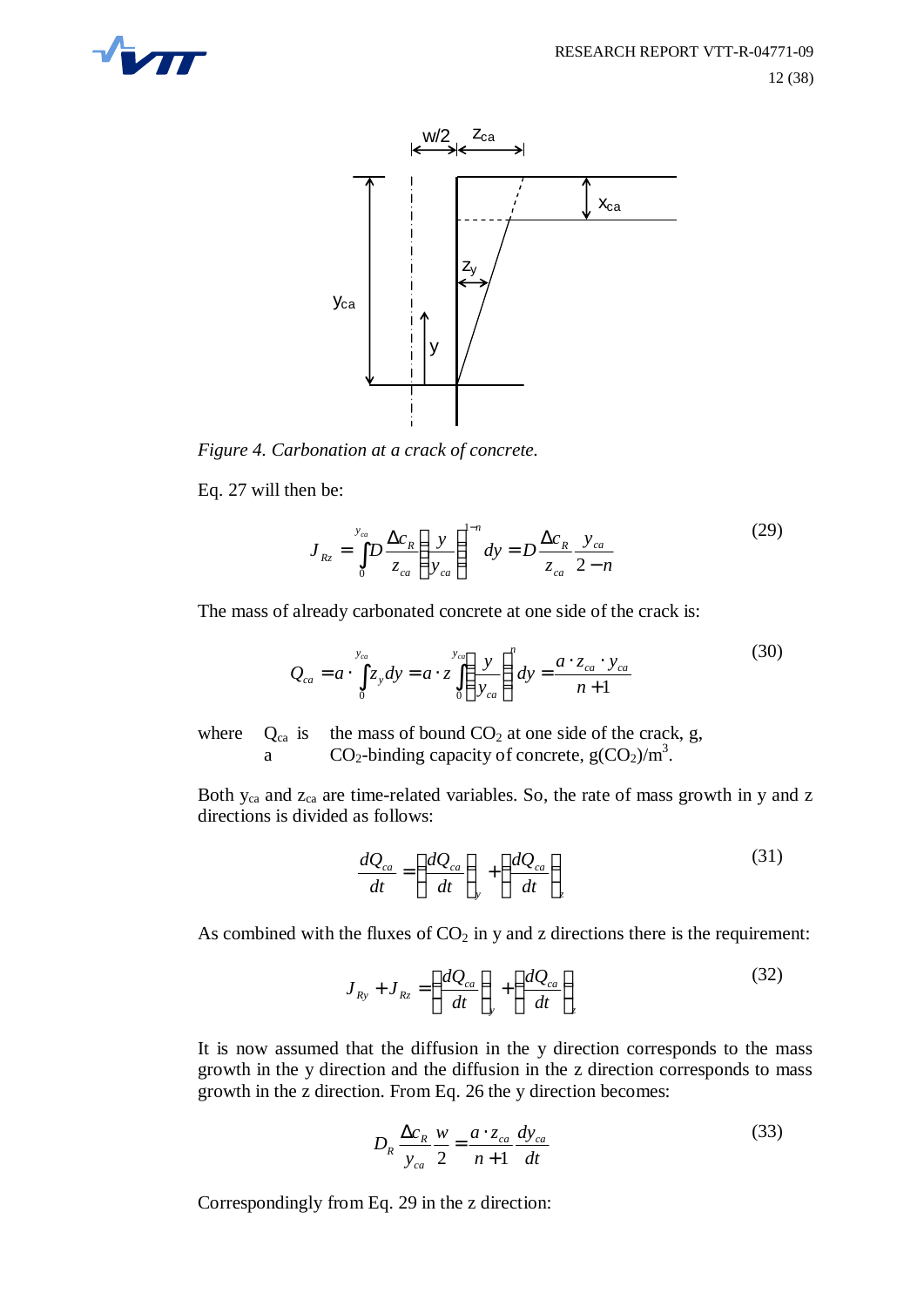*Figure 4. Carbonation at a crack of concrete.*

Eq. 27 will then be:

$$J_{Rz} = \int_0^{y_{ca}} D \frac{\Delta c_R}{z_{ca}} \left( \frac{y}{y_{ca}} \right)^{1-n} dy = D \frac{\Delta c_R}{z_{ca}} \frac{y_{ca}}{2-n} \tag{29}$$

The mass of already carbonated concrete at one side of the crack is:

$$Q_{ca} = a \cdot \int_0^{y_{ca}} z_y dy = a \cdot z \int_0^{y_{ca}} \left( \frac{y}{y_{ca}} \right)^n dy = \frac{a \cdot z_{ca} \cdot y_{ca}}{n+1} \tag{30}$$

where $Q_{ca}$ is the mass of bound $CO_2$ at one side of the crack, g,
$a$ $CO_2$-binding capacity of concrete, $g(CO_2)/m^3$.

Both $y_{ca}$ and $z_{ca}$ are time-related variables. So, the rate of mass growth in y and z directions is divided as follows:

$$\frac{dQ_{ca}}{dt} = \left( \frac{dQ_{ca}}{dt} \right)_y + \left( \frac{dQ_{ca}}{dt} \right)_z \tag{31}$$

As combined with the fluxes of $CO_2$ in y and z directions there is the requirement:

$$J_{Ry} + J_{Rz} = \left( \frac{dQ_{ca}}{dt} \right)_y + \left( \frac{dQ_{ca}}{dt} \right)_z \tag{32}$$

It is now assumed that the diffusion in the y direction corresponds to the mass growth in the y direction and the diffusion in the z direction corresponds to mass growth in the z direction. From Eq. 26 the y direction becomes:

$$D_R \frac{\Delta c_R}{y_{ca}} \frac{w}{2} = \frac{a \cdot z_{ca}}{n+1} \frac{dy_{ca}}{dt} \tag{33}$$

Correspondingly from Eq. 29 in the z direction: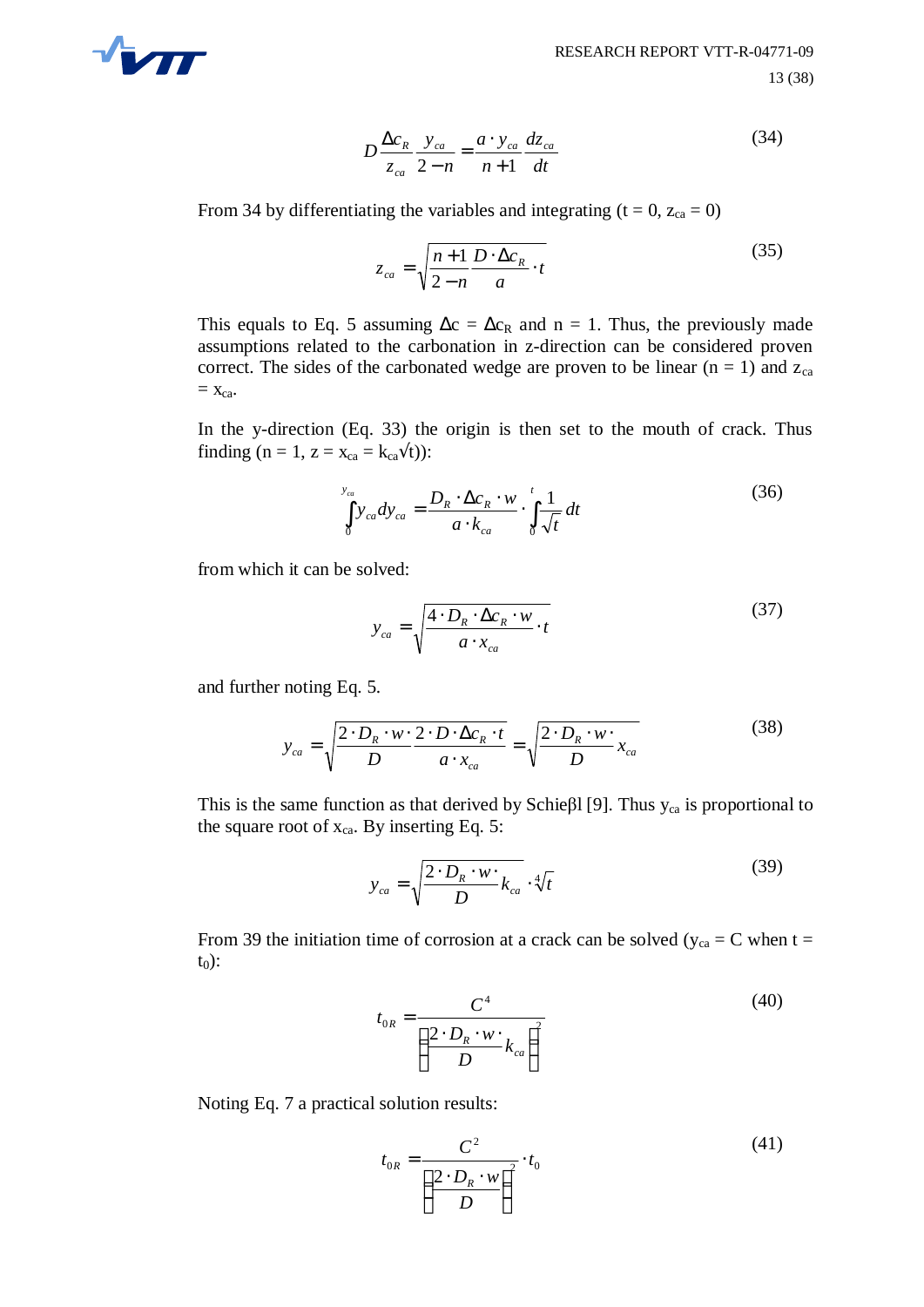$$D\frac{\Delta c_R}{z_{ca}}\frac{y_{ca}}{2-n} = \frac{a \cdot y_{ca}}{n+1}\frac{dz_{ca}}{dt} \tag{34}$$

From 34 by differentiating the variables and integrating ($t = 0$, $z_{ca} = 0$)

$$z_{ca} = \sqrt{\frac{n+1}{2-n}\frac{D \cdot \Delta c_R}{a} \cdot t} \tag{35}$$

This equals to Eq. 5 assuming $\Delta c = \Delta c_R$ and $n = 1$. Thus, the previously made assumptions related to the carbonation in z-direction can be considered proven correct. The sides of the carbonated wedge are proven to be linear ($n = 1$) and $z_{ca} = x_{ca}$.

In the y-direction (Eq. 33) the origin is then set to the mouth of crack. Thus finding ($n = 1$, $z = x_{ca} = k_{ca}\sqrt{t}$)):

$$\int_0^{y_{ca}} y_{ca}\, dy_{ca} = \frac{D_R \cdot \Delta c_R \cdot w}{a \cdot k_{ca}} \cdot \int_0^t \frac{1}{\sqrt{t}}\, dt \tag{36}$$

from which it can be solved:

$$y_{ca} = \sqrt{\frac{4 \cdot D_R \cdot \Delta c_R \cdot w}{a \cdot x_{ca}} \cdot t} \tag{37}$$

and further noting Eq. 5.

$$y_{ca} = \sqrt{\frac{2 \cdot D_R \cdot w \cdot}{D}\frac{2 \cdot D \cdot \Delta c_R \cdot t}{a \cdot x_{ca}}} = \sqrt{\frac{2 \cdot D_R \cdot w \cdot}{D} x_{ca}} \tag{38}$$

This is the same function as that derived by Schieβl [9]. Thus $y_{ca}$ is proportional to the square root of $x_{ca}$. By inserting Eq. 5:

$$y_{ca} = \sqrt{\frac{2 \cdot D_R \cdot w \cdot}{D} k_{ca}} \cdot \sqrt[4]{t} \tag{39}$$

From 39 the initiation time of corrosion at a crack can be solved ($y_{ca} = C$ when $t = t_0$):

$$t_{0R} = \frac{C^4}{\left(\frac{2 \cdot D_R \cdot w \cdot}{D} k_{ca}\right)^2} \tag{40}$$

Noting Eq. 7 a practical solution results:

$$t_{0R} = \frac{C^2}{\left(\frac{2 \cdot D_R \cdot w}{D}\right)^2} \cdot t_0 \tag{41}$$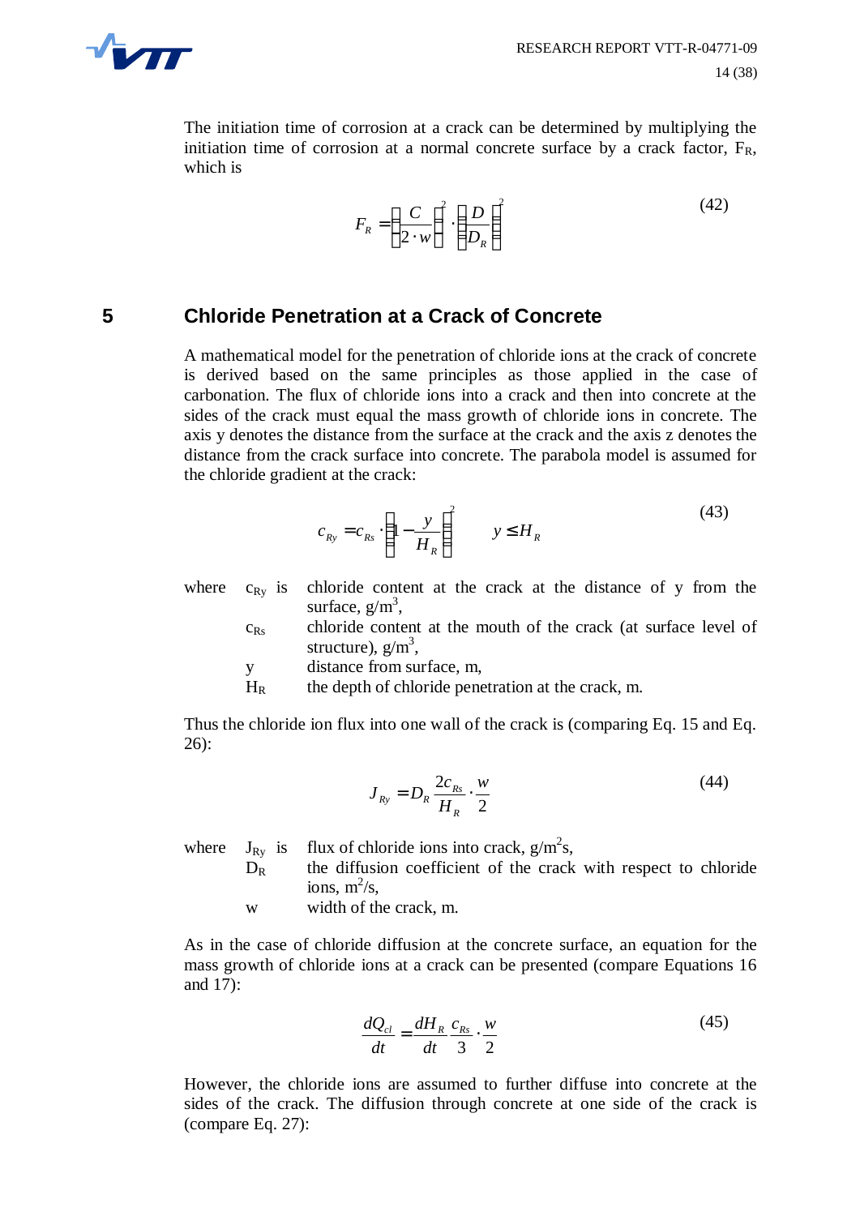The initiation time of corrosion at a crack can be determined by multiplying the initiation time of corrosion at a normal concrete surface by a crack factor, $F_R$, which is

$$F_R = \left( \frac{C}{2 \cdot w} \right)^2 \cdot \left( \frac{D}{D_R} \right)^2 \tag{42}$$

# 5 Chloride Penetration at a Crack of Concrete

A mathematical model for the penetration of chloride ions at the crack of concrete is derived based on the same principles as those applied in the case of carbonation. The flux of chloride ions into a crack and then into concrete at the sides of the crack must equal the mass growth of chloride ions in concrete. The axis y denotes the distance from the surface at the crack and the axis z denotes the distance from the crack surface into concrete. The parabola model is assumed for the chloride gradient at the crack:

$$c_{Ry} = c_{Rs} \cdot \left( 1 - \frac{y}{H_R} \right)^2 \qquad y \leq H_R \tag{43}$$

where
- $c_{Ry}$ is chloride content at the crack at the distance of y from the surface, g/m$^3$,
- $c_{Rs}$ chloride content at the mouth of the crack (at surface level of structure), g/m$^3$,
- $y$ distance from surface, m,
- $H_R$ the depth of chloride penetration at the crack, m.

Thus the chloride ion flux into one wall of the crack is (comparing Eq. 15 and Eq. 26):

$$J_{Ry} = D_R \frac{2c_{Rs}}{H_R} \cdot \frac{w}{2} \tag{44}$$

where
- $J_{Ry}$ is flux of chloride ions into crack, g/m$^2$s,
- $D_R$ the diffusion coefficient of the crack with respect to chloride ions, m$^2$/s,
- $w$ width of the crack, m.

As in the case of chloride diffusion at the concrete surface, an equation for the mass growth of chloride ions at a crack can be presented (compare Equations 16 and 17):

$$\frac{dQ_{cl}}{dt} = \frac{dH_R}{dt} \frac{c_{Rs}}{3} \cdot \frac{w}{2} \tag{45}$$

However, the chloride ions are assumed to further diffuse into concrete at the sides of the crack. The diffusion through concrete at one side of the crack is (compare Eq. 27):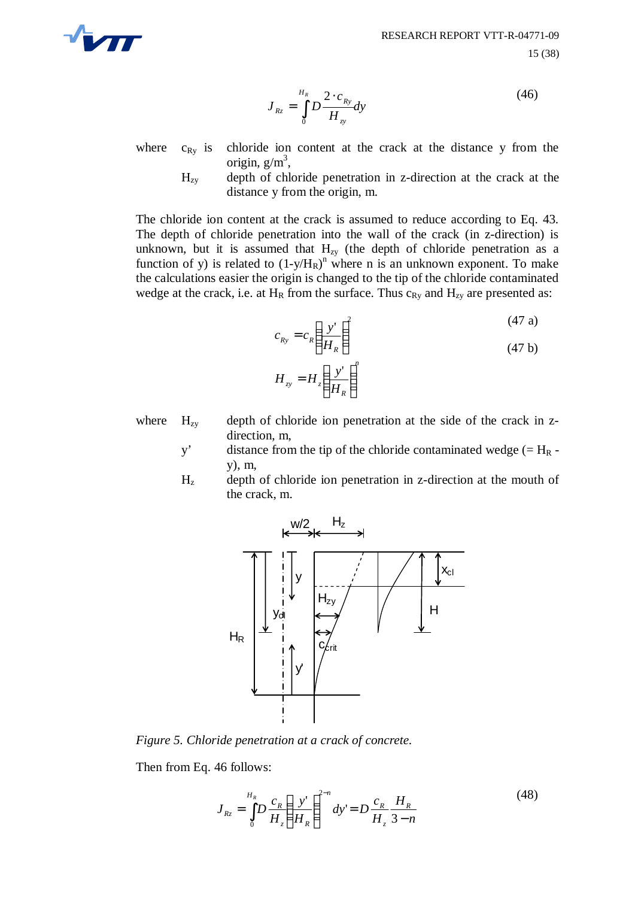$$J_{Rz} = \int_0^{H_R} D \frac{2 \cdot c_{Ry}}{H_{zy}} dy \tag{46}$$

where $c_{Ry}$ is chloride ion content at the crack at the distance y from the origin, g/m$^3$,

$H_{zy}$ depth of chloride penetration in z-direction at the crack at the distance y from the origin, m.

The chloride ion content at the crack is assumed to reduce according to Eq. 43. The depth of chloride penetration into the wall of the crack (in z-direction) is unknown, but it is assumed that $H_{zy}$ (the depth of chloride penetration as a function of y) is related to $(1\text{-}y/H_R)^n$ where n is an unknown exponent. To make the calculations easier the origin is changed to the tip of the chloride contaminated wedge at the crack, i.e. at $H_R$ from the surface. Thus $c_{Ry}$ and $H_{zy}$ are presented as:

$$c_{Ry} = c_R \left( \frac{y'}{H_R} \right)^2 \tag{47 a}$$

$$H_{zy} = H_z \left( \frac{y'}{H_R} \right)^n \tag{47 b}$$

where $H_{zy}$ depth of chloride ion penetration at the side of the crack in z-direction, m,

$y'$ distance from the tip of the chloride contaminated wedge (= $H_R$ - y), m,

$H_z$ depth of chloride ion penetration in z-direction at the mouth of the crack, m.

*Figure 5. Chloride penetration at a crack of concrete.*

Then from Eq. 46 follows:

$$J_{Rz} = \int_0^{H_R} D \frac{c_R}{H_z} \left( \frac{y'}{H_R} \right)^{2-n} dy' = D \frac{c_R}{H_z} \frac{H_R}{3-n} \tag{48}$$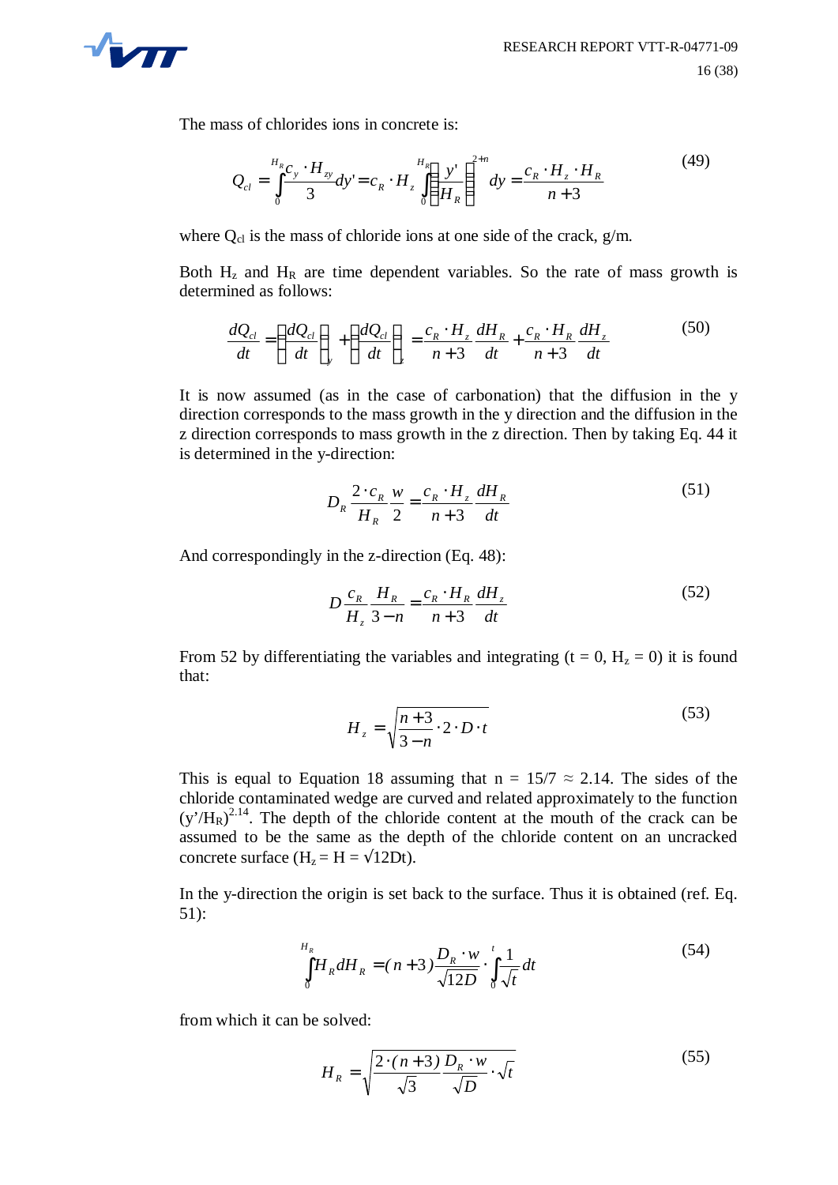The mass of chlorides ions in concrete is:

$$Q_{cl} = \int_0^{H_R} \frac{c_y \cdot H_{zy}}{3} dy' = c_R \cdot H_z \int_0^{H_R} \left( \frac{y'}{H_R} \right)^{2+n} dy = \frac{c_R \cdot H_z \cdot H_R}{n+3} \tag{49}$$

where $Q_{cl}$ is the mass of chloride ions at one side of the crack, g/m.

Both $H_z$ and $H_R$ are time dependent variables. So the rate of mass growth is determined as follows:

$$\frac{dQ_{cl}}{dt} = \left( \frac{dQ_{cl}}{dt} \right)_y + \left( \frac{dQ_{cl}}{dt} \right)_z = \frac{c_R \cdot H_z}{n+3} \frac{dH_R}{dt} + \frac{c_R \cdot H_R}{n+3} \frac{dH_z}{dt} \tag{50}$$

It is now assumed (as in the case of carbonation) that the diffusion in the y direction corresponds to the mass growth in the y direction and the diffusion in the z direction corresponds to mass growth in the z direction. Then by taking Eq. 44 it is determined in the y-direction:

$$D_R \frac{2 \cdot c_R}{H_R} \frac{w}{2} = \frac{c_R \cdot H_z}{n+3} \frac{dH_R}{dt} \tag{51}$$

And correspondingly in the z-direction (Eq. 48):

$$D \frac{c_R}{H_z} \frac{H_R}{3-n} = \frac{c_R \cdot H_R}{n+3} \frac{dH_z}{dt} \tag{52}$$

From 52 by differentiating the variables and integrating ($t = 0$, $H_z = 0$) it is found that:

$$H_z = \sqrt{\frac{n+3}{3-n} \cdot 2 \cdot D \cdot t} \tag{53}$$

This is equal to Equation 18 assuming that $n = 15/7 \approx 2.14$. The sides of the chloride contaminated wedge are curved and related approximately to the function $(y'/H_R)^{2.14}$. The depth of the chloride content at the mouth of the crack can be assumed to be the same as the depth of the chloride content on an uncracked concrete surface ($H_z = H = \sqrt{12Dt}$).

In the y-direction the origin is set back to the surface. Thus it is obtained (ref. Eq. 51):

$$\int_0^{H_R} H_R \, dH_R = (n+3) \frac{D_R \cdot w}{\sqrt{12D}} \cdot \int_0^t \frac{1}{\sqrt{t}} dt \tag{54}$$

from which it can be solved:

$$H_R = \sqrt{\frac{2 \cdot (n+3)}{\sqrt{3}} \frac{D_R \cdot w}{\sqrt{D}} \cdot \sqrt{t}} \tag{55}$$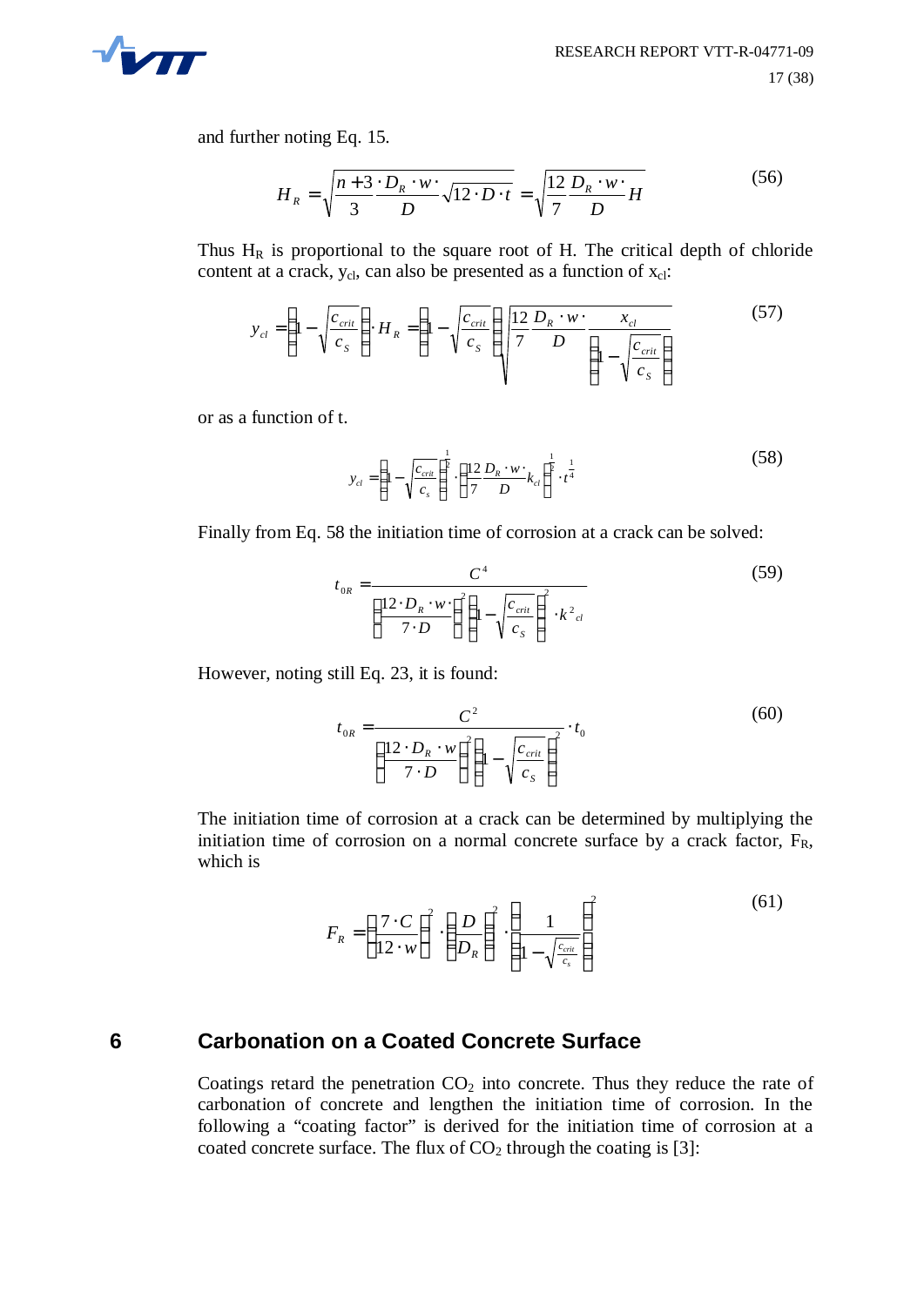and further noting Eq. 15.

$$H_R = \sqrt{\frac{n+3 \cdot D_R \cdot w \cdot}{3 \quad\; D}\sqrt{12 \cdot D \cdot t}} = \sqrt{\frac{12}{7}\frac{D_R \cdot w \cdot}{D}H} \tag{56}$$

Thus $H_R$ is proportional to the square root of H. The critical depth of chloride content at a crack, $y_{cl}$, can also be presented as a function of $x_{cl}$:

$$y_{cl} = \left(1 - \sqrt{\frac{c_{crit}}{c_S}}\right) \cdot H_R = \left(1 - \sqrt{\frac{c_{crit}}{c_S}}\right)\sqrt{\frac{12}{7}\frac{D_R \cdot w \cdot}{D}\frac{x_{cl}}{\left(1 - \sqrt{\frac{c_{crit}}{c_S}}\right)}} \tag{57}$$

or as a function of t.

$$y_{cl} = \left(1 - \sqrt{\frac{c_{crit}}{c_s}}\right)^{\frac{1}{2}} \cdot \left(\frac{12}{7}\frac{D_R \cdot w \cdot}{D}k_{cl}\right)^{\frac{1}{2}} \cdot t^{\frac{1}{4}} \tag{58}$$

Finally from Eq. 58 the initiation time of corrosion at a crack can be solved:

$$t_{0R} = \frac{C^4}{\left(\frac{12 \cdot D_R \cdot w \cdot}{7 \cdot D}\right)^2 \left(1 - \sqrt{\frac{c_{crit}}{c_S}}\right)^2 \cdot k^2{}_{cl}} \tag{59}$$

However, noting still Eq. 23, it is found:

$$t_{0R} = \frac{C^2}{\left(\frac{12 \cdot D_R \cdot w}{7 \cdot D}\right)^2 \left(1 - \sqrt{\frac{c_{crit}}{c_S}}\right)^2} \cdot t_0 \tag{60}$$

The initiation time of corrosion at a crack can be determined by multiplying the initiation time of corrosion on a normal concrete surface by a crack factor, $F_R$, which is

$$F_R = \left(\frac{7 \cdot C}{12 \cdot w}\right)^2 \cdot \left(\frac{D}{D_R}\right)^2 \cdot \left(\frac{1}{1 - \sqrt{\frac{c_{crit}}{c_s}}}\right)^2 \tag{61}$$

# 6 Carbonation on a Coated Concrete Surface

Coatings retard the penetration $CO_2$ into concrete. Thus they reduce the rate of carbonation of concrete and lengthen the initiation time of corrosion. In the following a "coating factor" is derived for the initiation time of corrosion at a coated concrete surface. The flux of $CO_2$ through the coating is [3]: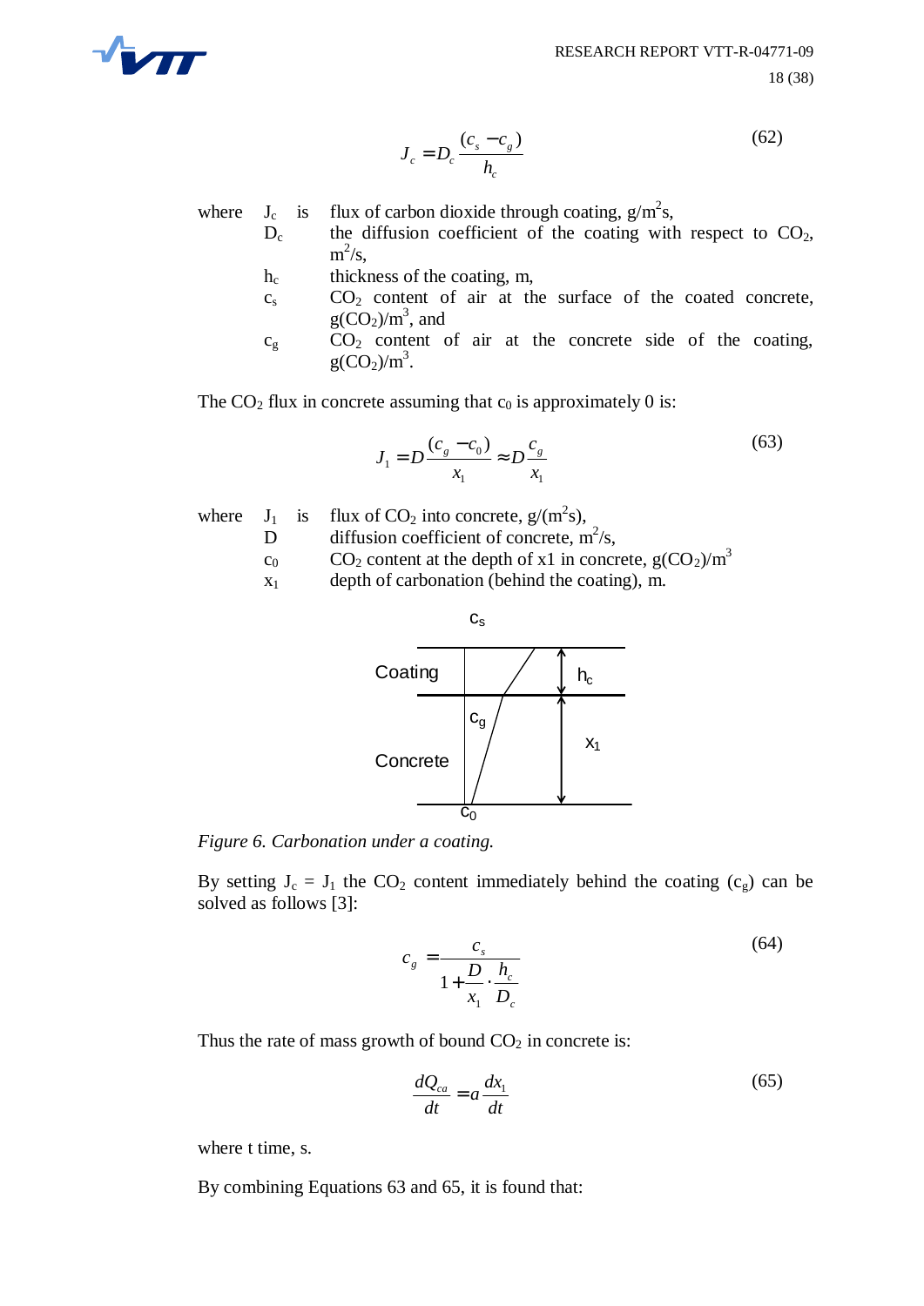$$J_c = D_c \frac{(c_s - c_g)}{h_c} \tag{62}$$

where $J_c$ is flux of carbon dioxide through coating, g/m$^2$s,
$D_c$ the diffusion coefficient of the coating with respect to $CO_2$, m$^2$/s,
$h_c$ thickness of the coating, m,
$c_s$ $CO_2$ content of air at the surface of the coated concrete, g($CO_2$)/m$^3$, and
$c_g$ $CO_2$ content of air at the concrete side of the coating, g($CO_2$)/m$^3$.

The $CO_2$ flux in concrete assuming that $c_0$ is approximately 0 is:

$$J_1 = D \frac{(c_g - c_0)}{x_1} \approx D \frac{c_g}{x_1} \tag{63}$$

where $J_1$ is flux of $CO_2$ into concrete, g/(m$^2$s),
$D$ diffusion coefficient of concrete, m$^2$/s,
$c_0$ $CO_2$ content at the depth of x1 in concrete, g($CO_2$)/m$^3$
$x_1$ depth of carbonation (behind the coating), m.

*Figure 6. Carbonation under a coating.*

By setting $J_c = J_1$ the $CO_2$ content immediately behind the coating ($c_g$) can be solved as follows [3]:

$$c_g = \frac{c_s}{1 + \frac{D}{x_1} \cdot \frac{h_c}{D_c}} \tag{64}$$

Thus the rate of mass growth of bound $CO_2$ in concrete is:

$$\frac{dQ_{ca}}{dt} = a \frac{dx_1}{dt} \tag{65}$$

where t time, s.

By combining Equations 63 and 65, it is found that: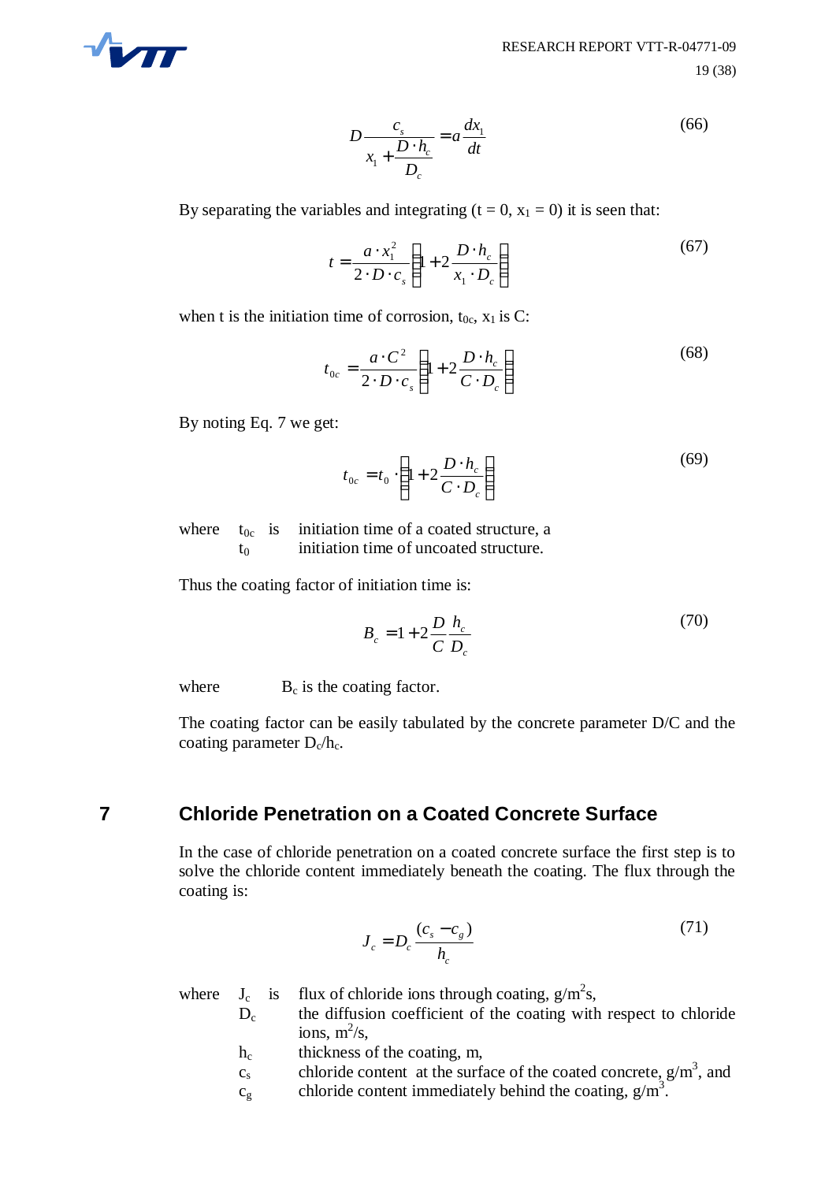$$D\frac{c_s}{x_1 + \frac{D \cdot h_c}{D_c}} = a\frac{dx_1}{dt} \tag{66}$$

By separating the variables and integrating (t = 0, $x_1$ = 0) it is seen that:

$$t = \frac{a \cdot x_1^2}{2 \cdot D \cdot c_s}\left(1 + 2\frac{D \cdot h_c}{x_1 \cdot D_c}\right) \tag{67}$$

when t is the initiation time of corrosion, $t_{0c}$, $x_1$ is C:

$$t_{0c} = \frac{a \cdot C^2}{2 \cdot D \cdot c_s}\left(1 + 2\frac{D \cdot h_c}{C \cdot D_c}\right) \tag{68}$$

By noting Eq. 7 we get:

$$t_{0c} = t_0 \cdot \left(1 + 2\frac{D \cdot h_c}{C \cdot D_c}\right) \tag{69}$$

where $t_{0c}$ is initiation time of a coated structure, a
$t_0$ initiation time of uncoated structure.

Thus the coating factor of initiation time is:

$$B_c = 1 + 2\frac{D}{C}\frac{h_c}{D_c} \tag{70}$$

where $B_c$ is the coating factor.

The coating factor can be easily tabulated by the concrete parameter D/C and the coating parameter $D_c/h_c$.

# 7 Chloride Penetration on a Coated Concrete Surface

In the case of chloride penetration on a coated concrete surface the first step is to solve the chloride content immediately beneath the coating. The flux through the coating is:

$$J_c = D_c\frac{(c_s - c_g)}{h_c} \tag{71}$$

where $J_c$ is flux of chloride ions through coating, g/m$^2$s,
$D_c$ the diffusion coefficient of the coating with respect to chloride ions, m$^2$/s,
$h_c$ thickness of the coating, m,
$c_s$ chloride content at the surface of the coated concrete, g/m$^3$, and
$c_g$ chloride content immediately behind the coating, g/m$^3$.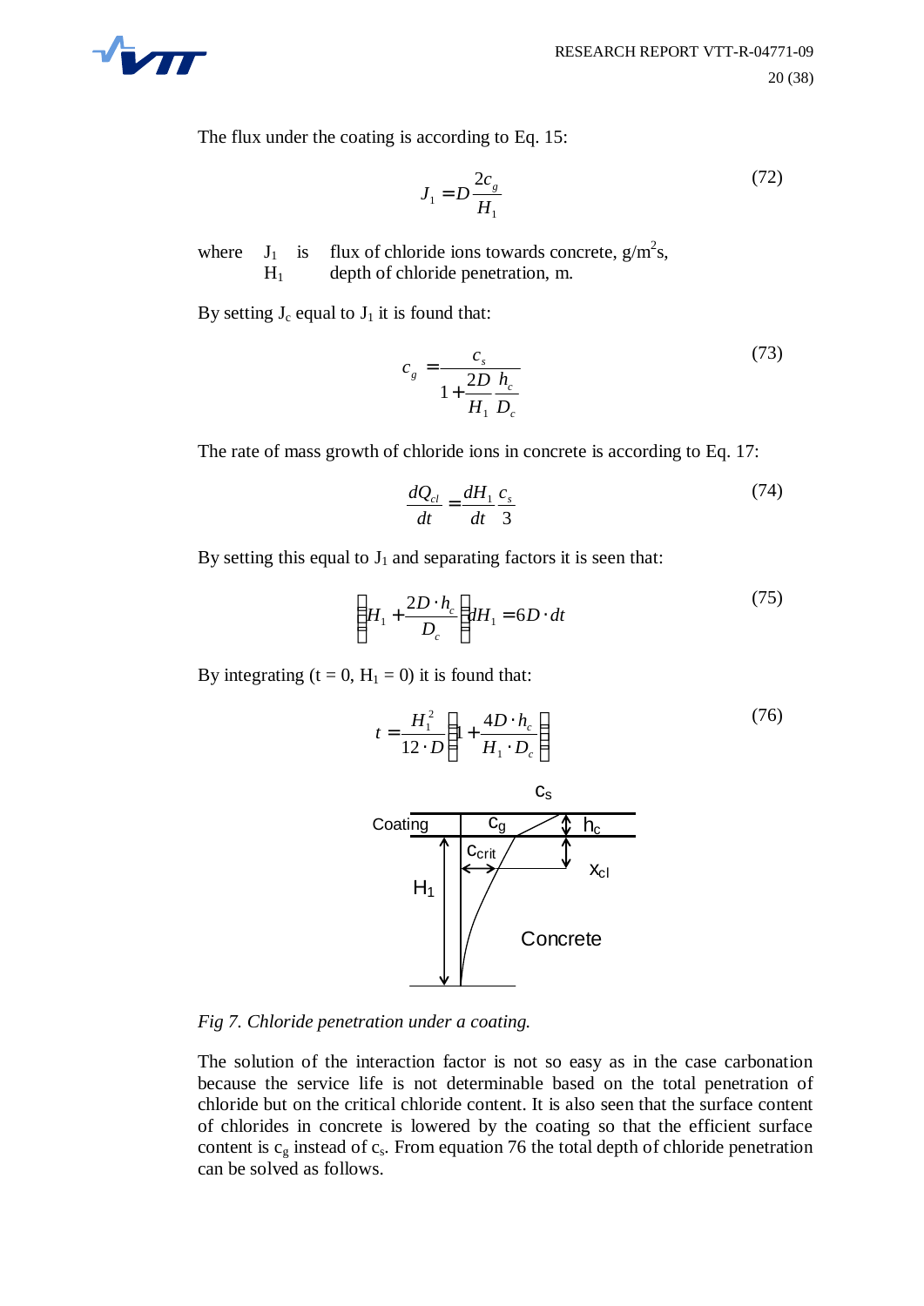The flux under the coating is according to Eq. 15:

$$J_1 = D\frac{2c_g}{H_1} \tag{72}$$

where $J_1$ is flux of chloride ions towards concrete, g/m$^2$s,
$H_1$ depth of chloride penetration, m.

By setting $J_c$ equal to $J_1$ it is found that:

$$c_g = \frac{c_s}{1 + \frac{2D}{H_1}\frac{h_c}{D_c}} \tag{73}$$

The rate of mass growth of chloride ions in concrete is according to Eq. 17:

$$\frac{dQ_{cl}}{dt} = \frac{dH_1}{dt}\frac{c_s}{3} \tag{74}$$

By setting this equal to $J_1$ and separating factors it is seen that:

$$\left(H_1 + \frac{2D \cdot h_c}{D_c}\right)dH_1 = 6D \cdot dt \tag{75}$$

By integrating (t = 0, $H_1$ = 0) it is found that:

$$t = \frac{H_1^2}{12 \cdot D}\left(1 + \frac{4D \cdot h_c}{H_1 \cdot D_c}\right) \tag{76}$$

*Fig 7. Chloride penetration under a coating.*

The solution of the interaction factor is not so easy as in the case carbonation because the service life is not determinable based on the total penetration of chloride but on the critical chloride content. It is also seen that the surface content of chlorides in concrete is lowered by the coating so that the efficient surface content is $c_g$ instead of $c_s$. From equation 76 the total depth of chloride penetration can be solved as follows.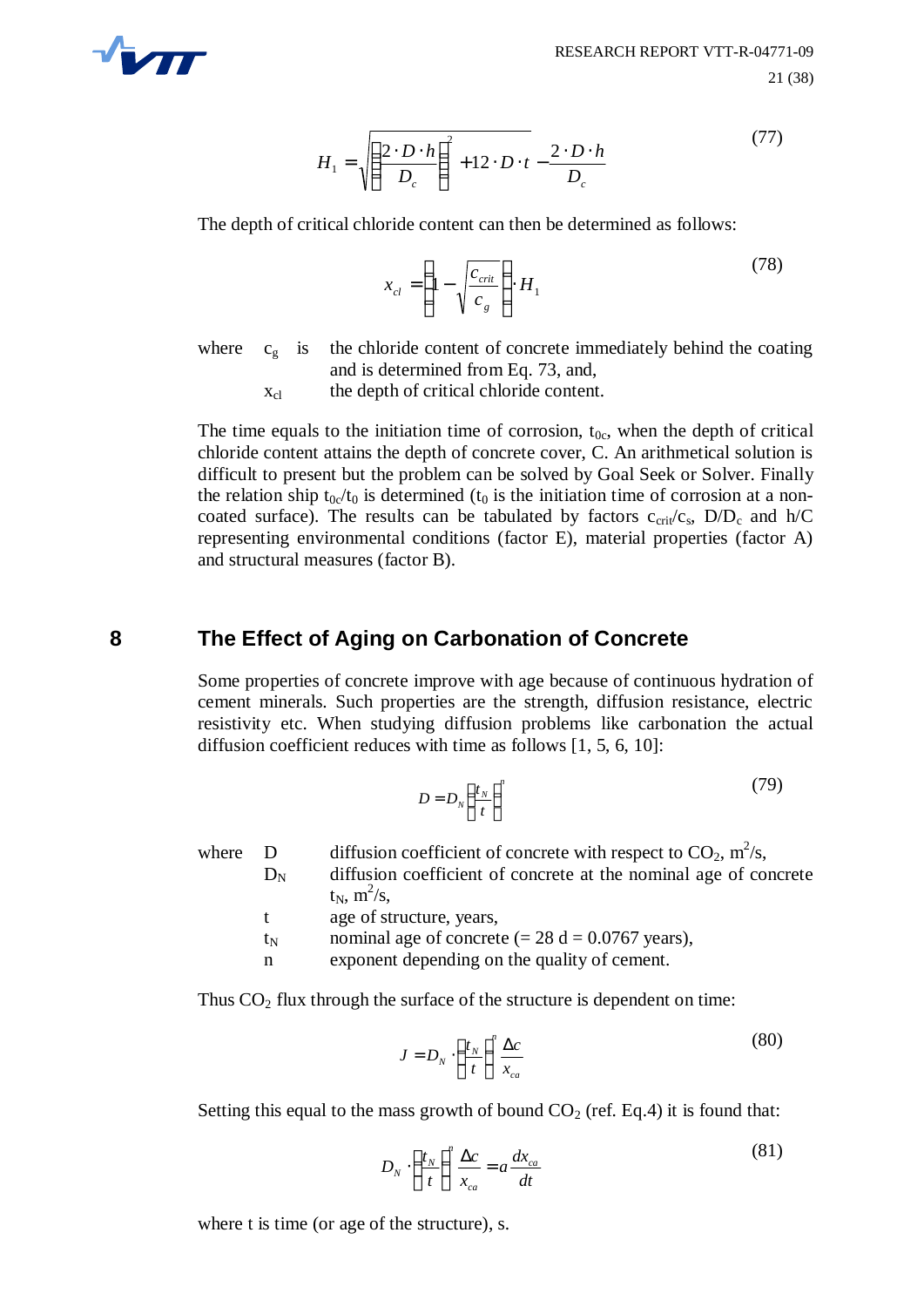$$H_1 = \sqrt{\left(\frac{2 \cdot D \cdot h}{D_c}\right)^2 + 12 \cdot D \cdot t} - \frac{2 \cdot D \cdot h}{D_c} \tag{77}$$

The depth of critical chloride content can then be determined as follows:

$$x_{cl} = \left(1 - \sqrt{\frac{c_{crit}}{c_g}}\right) \cdot H_1 \tag{78}$$

where $c_g$ is the chloride content of concrete immediately behind the coating and is determined from Eq. 73, and,
$x_{cl}$ the depth of critical chloride content.

The time equals to the initiation time of corrosion, $t_{0c}$, when the depth of critical chloride content attains the depth of concrete cover, C. An arithmetical solution is difficult to present but the problem can be solved by Goal Seek or Solver. Finally the relation ship $t_{0c}/t_0$ is determined ($t_0$ is the initiation time of corrosion at a non-coated surface). The results can be tabulated by factors $c_{crit}/c_s$, $D/D_c$ and h/C representing environmental conditions (factor E), material properties (factor A) and structural measures (factor B).

# 8 The Effect of Aging on Carbonation of Concrete

Some properties of concrete improve with age because of continuous hydration of cement minerals. Such properties are the strength, diffusion resistance, electric resistivity etc. When studying diffusion problems like carbonation the actual diffusion coefficient reduces with time as follows [1, 5, 6, 10]:

$$D = D_N \left(\frac{t_N}{t}\right)^n \tag{79}$$

where
- D diffusion coefficient of concrete with respect to $CO_2$, $m^2/s$,
- $D_N$ diffusion coefficient of concrete at the nominal age of concrete $t_N$, $m^2/s$,
- t age of structure, years,
- $t_N$ nominal age of concrete (= 28 d = 0.0767 years),
- n exponent depending on the quality of cement.

Thus $CO_2$ flux through the surface of the structure is dependent on time:

$$J = D_N \cdot \left(\frac{t_N}{t}\right)^n \frac{\Delta c}{x_{ca}} \tag{80}$$

Setting this equal to the mass growth of bound $CO_2$ (ref. Eq.4) it is found that:

$$D_N \cdot \left(\frac{t_N}{t}\right)^n \frac{\Delta c}{x_{ca}} = a \frac{dx_{ca}}{dt} \tag{81}$$

where t is time (or age of the structure), s.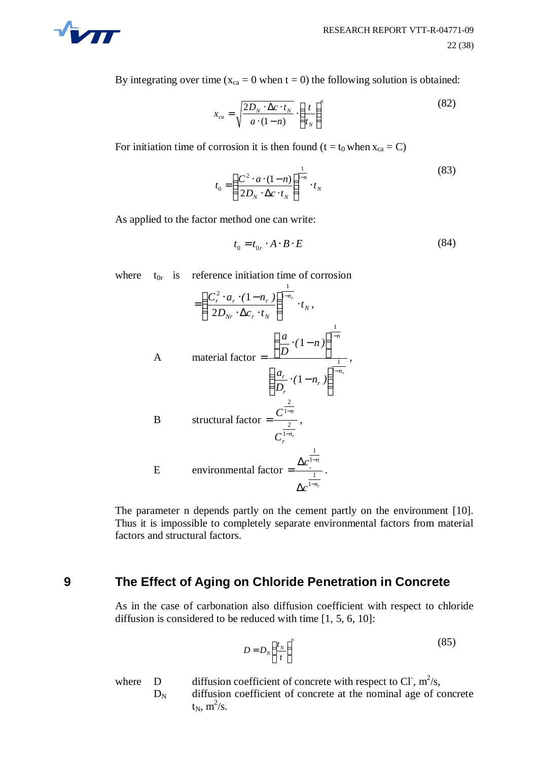By integrating over time ($x_{ca} = 0$ when $t = 0$) the following solution is obtained:

$$x_{ca} = \sqrt{\frac{2D_N \cdot \Delta c \cdot t_N}{a \cdot (1-n)}} \cdot \left(\frac{t}{t_N}\right)^n \tag{82}$$

For initiation time of corrosion it is then found ($t = t_0$ when $x_{ca} = C$)

$$t_0 = \left(\frac{C^2 \cdot a \cdot (1-n)}{2D_N \cdot \Delta c \cdot t_N}\right)^{\frac{1}{1-n}} \cdot t_N \tag{83}$$

As applied to the factor method one can write:

$$t_0 = t_{0r} \cdot A \cdot B \cdot E \tag{84}$$

where $t_{0r}$ is reference initiation time of corrosion

$$= \left(\frac{C_r^2 \cdot a_r \cdot (1-n_r)}{2D_{Nr} \cdot \Delta c_r \cdot t_N}\right)^{\frac{1}{1-n_r}} \cdot t_N,$$

A material factor $= \dfrac{\left(\dfrac{a}{D} \cdot (1-n)\right)^{\frac{1}{1-n}}}{\left(\dfrac{a_r}{D_r} \cdot (1-n_r)\right)^{\frac{1}{1-n_r}}}$,

B structural factor $= \dfrac{C^{\frac{2}{1-n}}}{C_r^{\frac{2}{1-n_r}}}$,

E environmental factor $= \dfrac{\Delta c_r^{\frac{1}{1-n}}}{\Delta c^{\frac{1}{1-n_r}}}$.

The parameter n depends partly on the cement partly on the environment [10]. Thus it is impossible to completely separate environmental factors from material factors and structural factors.

# 9 The Effect of Aging on Chloride Penetration in Concrete

As in the case of carbonation also diffusion coefficient with respect to chloride diffusion is considered to be reduced with time [1, 5, 6, 10]:

$$D = D_N \left(\frac{t_N}{t}\right)^n \tag{85}$$

where
- $D$ diffusion coefficient of concrete with respect to $Cl^-$, $m^2/s$,
- $D_N$ diffusion coefficient of concrete at the nominal age of concrete $t_N$, $m^2/s$.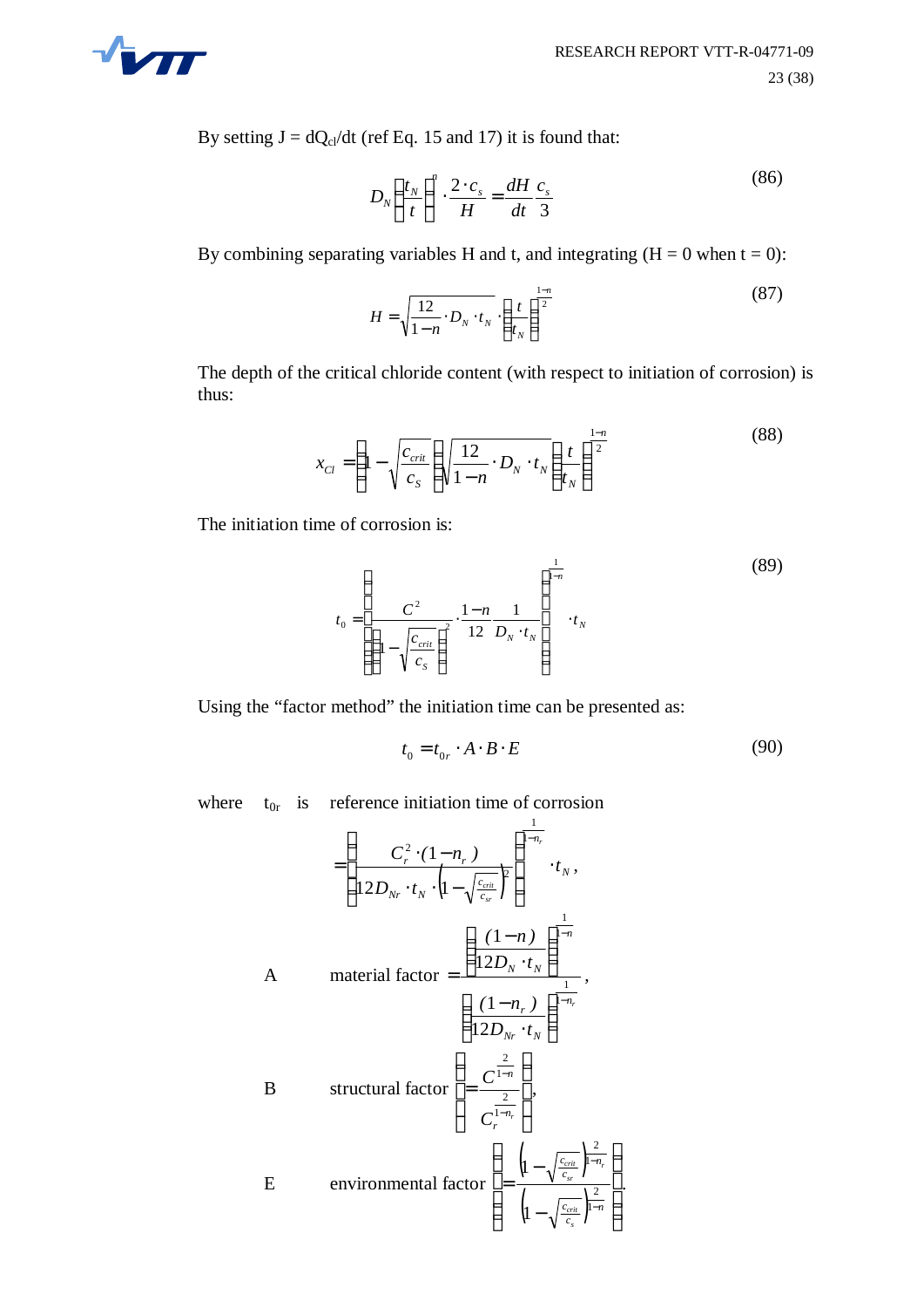By setting J = $dQ_{cl}/dt$ (ref Eq. 15 and 17) it is found that:

$$D_N \left(\frac{t_N}{t}\right)^n \cdot \frac{2 \cdot c_s}{H} = \frac{dH}{dt} \frac{c_s}{3} \tag{86}$$

By combining separating variables H and t, and integrating (H = 0 when t = 0):

$$H = \sqrt{\frac{12}{1-n} \cdot D_N \cdot t_N} \cdot \left(\frac{t}{t_N}\right)^{\frac{1-n}{2}} \tag{87}$$

The depth of the critical chloride content (with respect to initiation of corrosion) is thus:

$$x_{Cl} = \left(1 - \sqrt{\frac{c_{crit}}{c_S}}\right) \sqrt{\frac{12}{1-n} \cdot D_N \cdot t_N} \left(\frac{t}{t_N}\right)^{\frac{1-n}{2}} \tag{88}$$

The initiation time of corrosion is:

$$t_0 = \left[\frac{C^2}{\left(1 - \sqrt{\frac{c_{crit}}{c_S}}\right)^2} \cdot \frac{1-n}{12} \frac{1}{D_N \cdot t_N}\right]^{\frac{1}{1-n}} \cdot t_N \tag{89}$$

Using the "factor method" the initiation time can be presented as:

$$t_0 = t_{0r} \cdot A \cdot B \cdot E \tag{90}$$

where $t_{0r}$ is reference initiation time of corrosion

$$= \left[\frac{C_r^2 \cdot (1-n_r)}{12 D_{Nr} \cdot t_N \cdot \left(1 - \sqrt{\frac{c_{crit}}{c_{sr}}}\right)^2}\right]^{\frac{1}{1-n_r}} \cdot t_N,$$

A material factor $= \dfrac{\left[\dfrac{(1-n)}{12 D_N \cdot t_N}\right]^{\frac{1}{1-n}}}{\left[\dfrac{(1-n_r)}{12 D_{Nr} \cdot t_N}\right]^{\frac{1}{1-n_r}}}$,

B structural factor $\left[= \dfrac{C^{\frac{2}{1-n}}}{C_r^{\frac{2}{1-n_r}}}\right]$,

E environmental factor $\left[= \dfrac{\left(1 - \sqrt{\frac{c_{crit}}{c_{sr}}}\right)^{\frac{2}{1-n_r}}}{\left(1 - \sqrt{\frac{c_{crit}}{c_s}}\right)^{\frac{2}{1-n}}}\right]$.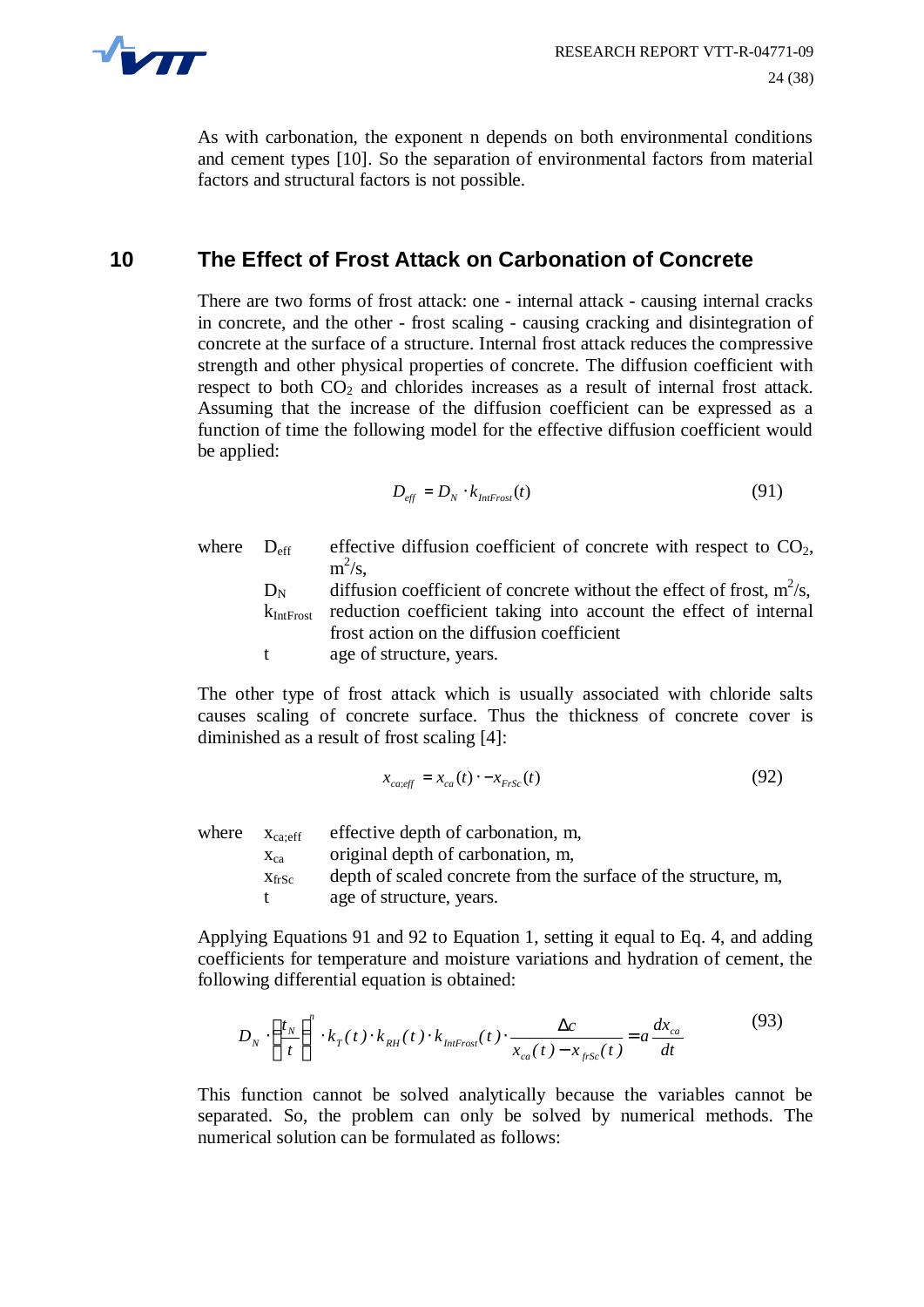As with carbonation, the exponent n depends on both environmental conditions and cement types [10]. So the separation of environmental factors from material factors and structural factors is not possible.

# 10 The Effect of Frost Attack on Carbonation of Concrete

There are two forms of frost attack: one - internal attack - causing internal cracks in concrete, and the other - frost scaling - causing cracking and disintegration of concrete at the surface of a structure. Internal frost attack reduces the compressive strength and other physical properties of concrete. The diffusion coefficient with respect to both $CO_2$ and chlorides increases as a result of internal frost attack. Assuming that the increase of the diffusion coefficient can be expressed as a function of time the following model for the effective diffusion coefficient would be applied:

$$D_{eff} = D_N \cdot k_{IntFrost}(t) \tag{91}$$

where
- $D_{eff}$ effective diffusion coefficient of concrete with respect to $CO_2$, $m^2/s$,
- $D_N$ diffusion coefficient of concrete without the effect of frost, $m^2/s$,
- $k_{IntFrost}$ reduction coefficient taking into account the effect of internal frost action on the diffusion coefficient
- $t$ age of structure, years.

The other type of frost attack which is usually associated with chloride salts causes scaling of concrete surface. Thus the thickness of concrete cover is diminished as a result of frost scaling [4]:

$$x_{ca;eff} = x_{ca}(t) \cdot - x_{FrSc}(t) \tag{92}$$

where
- $x_{ca;eff}$ effective depth of carbonation, m,
- $x_{ca}$ original depth of carbonation, m,
- $x_{frSc}$ depth of scaled concrete from the surface of the structure, m,
- $t$ age of structure, years.

Applying Equations 91 and 92 to Equation 1, setting it equal to Eq. 4, and adding coefficients for temperature and moisture variations and hydration of cement, the following differential equation is obtained:

$$D_N \cdot \left(\frac{t_N}{t}\right)^n \cdot k_T(t) \cdot k_{RH}(t) \cdot k_{IntFrost}(t) \cdot \frac{\Delta c}{x_{ca}(t) - x_{frSc}(t)} = a \frac{dx_{ca}}{dt} \tag{93}$$

This function cannot be solved analytically because the variables cannot be separated. So, the problem can only be solved by numerical methods. The numerical solution can be formulated as follows: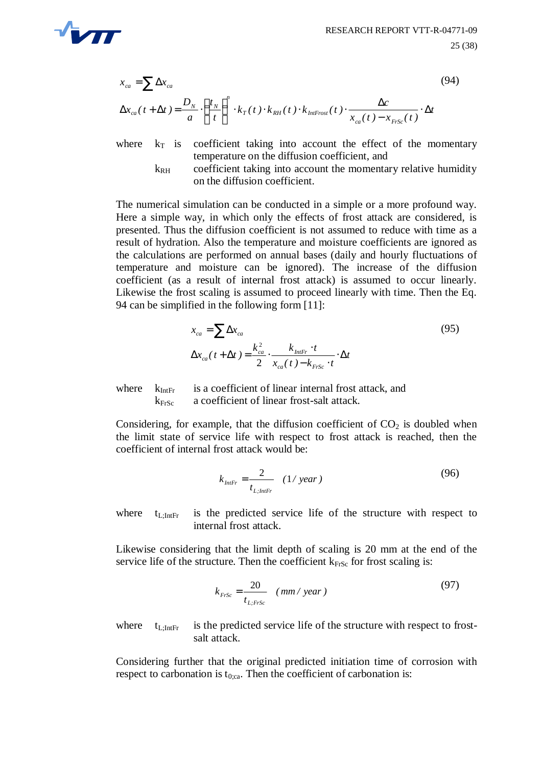$$x_{ca} = \sum \Delta x_{ca} \tag{94}$$

$$\Delta x_{ca}(t+\Delta t) = \frac{D_N}{a} \cdot \left(\frac{t_N}{t}\right)^n \cdot k_T(t) \cdot k_{RH}(t) \cdot k_{IntFrost}(t) \cdot \frac{\Delta c}{x_{ca}(t) - x_{FrSc}(t)} \cdot \Delta t$$

where $k_T$ is coefficient taking into account the effect of the momentary temperature on the diffusion coefficient, and
$k_{RH}$ coefficient taking into account the momentary relative humidity on the diffusion coefficient.

The numerical simulation can be conducted in a simple or a more profound way. Here a simple way, in which only the effects of frost attack are considered, is presented. Thus the diffusion coefficient is not assumed to reduce with time as a result of hydration. Also the temperature and moisture coefficients are ignored as the calculations are performed on annual bases (daily and hourly fluctuations of temperature and moisture can be ignored). The increase of the diffusion coefficient (as a result of internal frost attack) is assumed to occur linearly. Likewise the frost scaling is assumed to proceed linearly with time. Then the Eq. 94 can be simplified in the following form [11]:

$$x_{ca} = \sum \Delta x_{ca} \tag{95}$$

$$\Delta x_{ca}(t+\Delta t) = \frac{k_{ca}^2}{2} \cdot \frac{k_{IntFr} \cdot t}{x_{ca}(t) - k_{FrSc} \cdot t} \cdot \Delta t$$

where $k_{IntFr}$ is a coefficient of linear internal frost attack, and
$k_{FrSc}$ a coefficient of linear frost-salt attack.

Considering, for example, that the diffusion coefficient of $CO_2$ is doubled when the limit state of service life with respect to frost attack is reached, then the coefficient of internal frost attack would be:

$$k_{IntFr} = \frac{2}{t_{L;IntFr}} \quad (1/\,year) \tag{96}$$

where $t_{L;IntFr}$ is the predicted service life of the structure with respect to internal frost attack.

Likewise considering that the limit depth of scaling is 20 mm at the end of the service life of the structure. Then the coefficient $k_{FrSc}$ for frost scaling is:

$$k_{FrSc} = \frac{20}{t_{L;FrSc}} \quad (mm/\,year) \tag{97}$$

where $t_{L;IntFr}$ is the predicted service life of the structure with respect to frost-salt attack.

Considering further that the original predicted initiation time of corrosion with respect to carbonation is $t_{0;ca}$. Then the coefficient of carbonation is: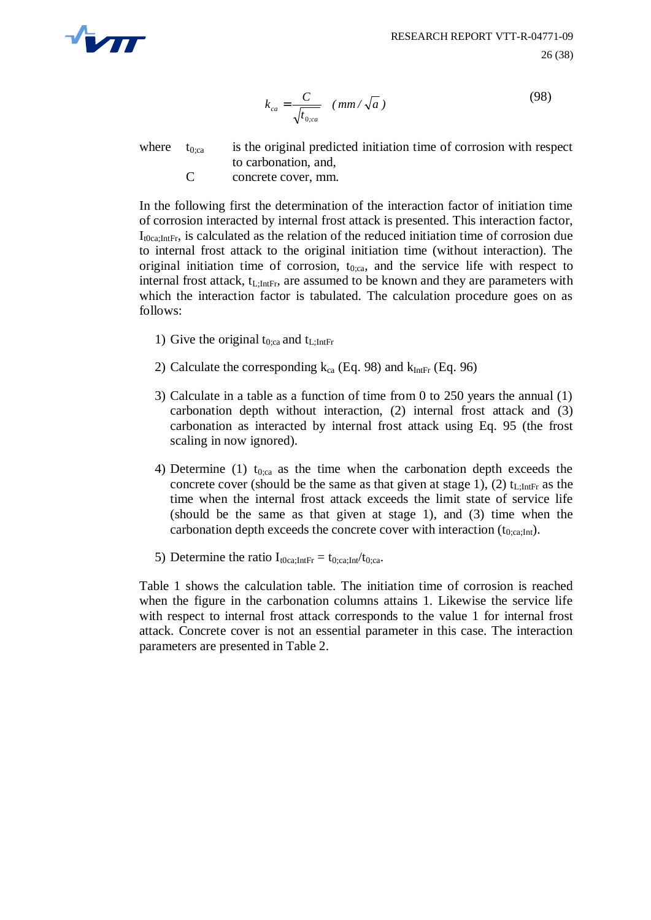$$k_{ca} = \frac{C}{\sqrt{t_{0;ca}}} \quad (mm/\sqrt{a}) \tag{98}$$

where $t_{0;ca}$ is the original predicted initiation time of corrosion with respect to carbonation, and,
$C$ concrete cover, mm.

In the following first the determination of the interaction factor of initiation time of corrosion interacted by internal frost attack is presented. This interaction factor, $I_{t0ca;IntFr}$, is calculated as the relation of the reduced initiation time of corrosion due to internal frost attack to the original initiation time (without interaction). The original initiation time of corrosion, $t_{0;ca}$, and the service life with respect to internal frost attack, $t_{L;IntFr}$, are assumed to be known and they are parameters with which the interaction factor is tabulated. The calculation procedure goes on as follows:

1) Give the original $t_{0;ca}$ and $t_{L;IntFr}$
2) Calculate the corresponding $k_{ca}$ (Eq. 98) and $k_{IntFr}$ (Eq. 96)
3) Calculate in a table as a function of time from 0 to 250 years the annual (1) carbonation depth without interaction, (2) internal frost attack and (3) carbonation as interacted by internal frost attack using Eq. 95 (the frost scaling in now ignored).
4) Determine (1) $t_{0;ca}$ as the time when the carbonation depth exceeds the concrete cover (should be the same as that given at stage 1), (2) $t_{L;IntFr}$ as the time when the internal frost attack exceeds the limit state of service life (should be the same as that given at stage 1), and (3) time when the carbonation depth exceeds the concrete cover with interaction ($t_{0;ca;Int}$).
5) Determine the ratio $I_{t0ca;IntFr} = t_{0;ca;Int}/t_{0;ca}$.

Table 1 shows the calculation table. The initiation time of corrosion is reached when the figure in the carbonation columns attains 1. Likewise the service life with respect to internal frost attack corresponds to the value 1 for internal frost attack. Concrete cover is not an essential parameter in this case. The interaction parameters are presented in Table 2.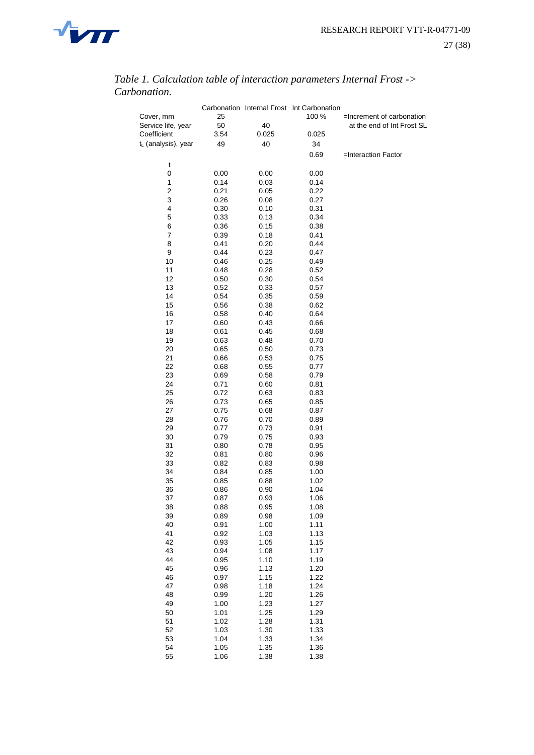*Table 1. Calculation table of interaction parameters Internal Frost -> Carbonation.*

| | Carbonation | Internal Frost | Int Carbonation | |
|---|---|---|---|---|
| Cover, mm | 25 | | 100 % | =Increment of carbonation |
| Service life, year | 50 | 40 | | at the end of Int Frost SL |
| Coefficient | 3.54 | 0.025 | 0.025 | |
| $t_L$ (analysis), year | 49 | 40 | 34 | |
| | | | 0.69 | =Interaction Factor |
| t | | | | |
| 0 | 0.00 | 0.00 | 0.00 | |
| 1 | 0.14 | 0.03 | 0.14 | |
| 2 | 0.21 | 0.05 | 0.22 | |
| 3 | 0.26 | 0.08 | 0.27 | |
| 4 | 0.30 | 0.10 | 0.31 | |
| 5 | 0.33 | 0.13 | 0.34 | |
| 6 | 0.36 | 0.15 | 0.38 | |
| 7 | 0.39 | 0.18 | 0.41 | |
| 8 | 0.41 | 0.20 | 0.44 | |
| 9 | 0.44 | 0.23 | 0.47 | |
| 10 | 0.46 | 0.25 | 0.49 | |
| 11 | 0.48 | 0.28 | 0.52 | |
| 12 | 0.50 | 0.30 | 0.54 | |
| 13 | 0.52 | 0.33 | 0.57 | |
| 14 | 0.54 | 0.35 | 0.59 | |
| 15 | 0.56 | 0.38 | 0.62 | |
| 16 | 0.58 | 0.40 | 0.64 | |
| 17 | 0.60 | 0.43 | 0.66 | |
| 18 | 0.61 | 0.45 | 0.68 | |
| 19 | 0.63 | 0.48 | 0.70 | |
| 20 | 0.65 | 0.50 | 0.73 | |
| 21 | 0.66 | 0.53 | 0.75 | |
| 22 | 0.68 | 0.55 | 0.77 | |
| 23 | 0.69 | 0.58 | 0.79 | |
| 24 | 0.71 | 0.60 | 0.81 | |
| 25 | 0.72 | 0.63 | 0.83 | |
| 26 | 0.73 | 0.65 | 0.85 | |
| 27 | 0.75 | 0.68 | 0.87 | |
| 28 | 0.76 | 0.70 | 0.89 | |
| 29 | 0.77 | 0.73 | 0.91 | |
| 30 | 0.79 | 0.75 | 0.93 | |
| 31 | 0.80 | 0.78 | 0.95 | |
| 32 | 0.81 | 0.80 | 0.96 | |
| 33 | 0.82 | 0.83 | 0.98 | |
| 34 | 0.84 | 0.85 | 1.00 | |
| 35 | 0.85 | 0.88 | 1.02 | |
| 36 | 0.86 | 0.90 | 1.04 | |
| 37 | 0.87 | 0.93 | 1.06 | |
| 38 | 0.88 | 0.95 | 1.08 | |
| 39 | 0.89 | 0.98 | 1.09 | |
| 40 | 0.91 | 1.00 | 1.11 | |
| 41 | 0.92 | 1.03 | 1.13 | |
| 42 | 0.93 | 1.05 | 1.15 | |
| 43 | 0.94 | 1.08 | 1.17 | |
| 44 | 0.95 | 1.10 | 1.19 | |
| 45 | 0.96 | 1.13 | 1.20 | |
| 46 | 0.97 | 1.15 | 1.22 | |
| 47 | 0.98 | 1.18 | 1.24 | |
| 48 | 0.99 | 1.20 | 1.26 | |
| 49 | 1.00 | 1.23 | 1.27 | |
| 50 | 1.01 | 1.25 | 1.29 | |
| 51 | 1.02 | 1.28 | 1.31 | |
| 52 | 1.03 | 1.30 | 1.33 | |
| 53 | 1.04 | 1.33 | 1.34 | |
| 54 | 1.05 | 1.35 | 1.36 | |
| 55 | 1.06 | 1.38 | 1.38 | |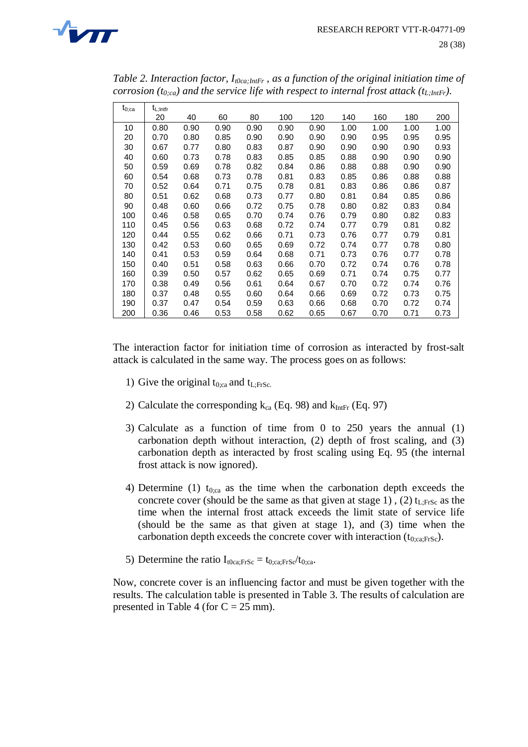*Table 2. Interaction factor, $I_{t0ca;IntFr}$ , as a function of the original initiation time of corrosion ($t_{0;ca}$) and the service life with respect to internal frost attack ($t_{L;IntFr}$).*

| $t_{0;ca}$ | $t_{L;Intfr}$ | | | | | | | | | |
|---|---|---|---|---|---|---|---|---|---|---|
| | 20 | 40 | 60 | 80 | 100 | 120 | 140 | 160 | 180 | 200 |
| 10 | 0.80 | 0.90 | 0.90 | 0.90 | 0.90 | 0.90 | 1.00 | 1.00 | 1.00 | 1.00 |
| 20 | 0.70 | 0.80 | 0.85 | 0.90 | 0.90 | 0.90 | 0.90 | 0.95 | 0.95 | 0.95 |
| 30 | 0.67 | 0.77 | 0.80 | 0.83 | 0.87 | 0.90 | 0.90 | 0.90 | 0.90 | 0.93 |
| 40 | 0.60 | 0.73 | 0.78 | 0.83 | 0.85 | 0.85 | 0.88 | 0.90 | 0.90 | 0.90 |
| 50 | 0.59 | 0.69 | 0.78 | 0.82 | 0.84 | 0.86 | 0.88 | 0.88 | 0.90 | 0.90 |
| 60 | 0.54 | 0.68 | 0.73 | 0.78 | 0.81 | 0.83 | 0.85 | 0.86 | 0.88 | 0.88 |
| 70 | 0.52 | 0.64 | 0.71 | 0.75 | 0.78 | 0.81 | 0.83 | 0.86 | 0.86 | 0.87 |
| 80 | 0.51 | 0.62 | 0.68 | 0.73 | 0.77 | 0.80 | 0.81 | 0.84 | 0.85 | 0.86 |
| 90 | 0.48 | 0.60 | 0.66 | 0.72 | 0.75 | 0.78 | 0.80 | 0.82 | 0.83 | 0.84 |
| 100 | 0.46 | 0.58 | 0.65 | 0.70 | 0.74 | 0.76 | 0.79 | 0.80 | 0.82 | 0.83 |
| 110 | 0.45 | 0.56 | 0.63 | 0.68 | 0.72 | 0.74 | 0.77 | 0.79 | 0.81 | 0.82 |
| 120 | 0.44 | 0.55 | 0.62 | 0.66 | 0.71 | 0.73 | 0.76 | 0.77 | 0.79 | 0.81 |
| 130 | 0.42 | 0.53 | 0.60 | 0.65 | 0.69 | 0.72 | 0.74 | 0.77 | 0.78 | 0.80 |
| 140 | 0.41 | 0.53 | 0.59 | 0.64 | 0.68 | 0.71 | 0.73 | 0.76 | 0.77 | 0.78 |
| 150 | 0.40 | 0.51 | 0.58 | 0.63 | 0.66 | 0.70 | 0.72 | 0.74 | 0.76 | 0.78 |
| 160 | 0.39 | 0.50 | 0.57 | 0.62 | 0.65 | 0.69 | 0.71 | 0.74 | 0.75 | 0.77 |
| 170 | 0.38 | 0.49 | 0.56 | 0.61 | 0.64 | 0.67 | 0.70 | 0.72 | 0.74 | 0.76 |
| 180 | 0.37 | 0.48 | 0.55 | 0.60 | 0.64 | 0.66 | 0.69 | 0.72 | 0.73 | 0.75 |
| 190 | 0.37 | 0.47 | 0.54 | 0.59 | 0.63 | 0.66 | 0.68 | 0.70 | 0.72 | 0.74 |
| 200 | 0.36 | 0.46 | 0.53 | 0.58 | 0.62 | 0.65 | 0.67 | 0.70 | 0.71 | 0.73 |

The interaction factor for initiation time of corrosion as interacted by frost-salt attack is calculated in the same way. The process goes on as follows:

1) Give the original $t_{0;ca}$ and $t_{L;FrSc}$.
2) Calculate the corresponding $k_{ca}$ (Eq. 98) and $k_{IntFr}$ (Eq. 97)
3) Calculate as a function of time from 0 to 250 years the annual (1) carbonation depth without interaction, (2) depth of frost scaling, and (3) carbonation depth as interacted by frost scaling using Eq. 95 (the internal frost attack is now ignored).
4) Determine (1) $t_{0;ca}$ as the time when the carbonation depth exceeds the concrete cover (should be the same as that given at stage 1) , (2) $t_{L;FrSc}$ as the time when the internal frost attack exceeds the limit state of service life (should be the same as that given at stage 1), and (3) time when the carbonation depth exceeds the concrete cover with interaction ($t_{0;ca;FrSc}$).
5) Determine the ratio $I_{t0ca;FrSc} = t_{0;ca;FrSc}/t_{0;ca}$.

Now, concrete cover is an influencing factor and must be given together with the results. The calculation table is presented in Table 3. The results of calculation are presented in Table 4 (for C = 25 mm).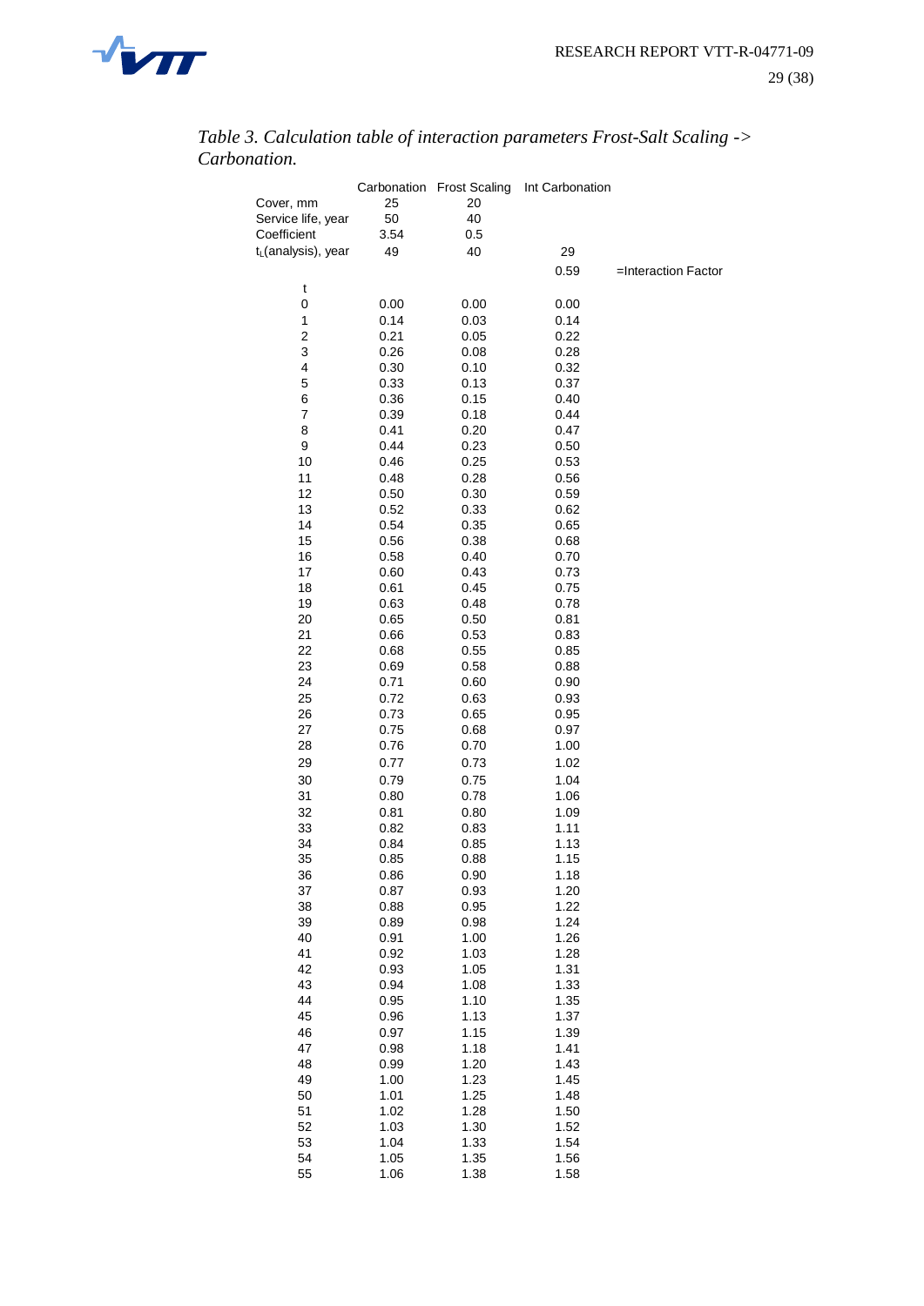*Table 3. Calculation table of interaction parameters Frost-Salt Scaling -> Carbonation.*

| | Carbonation | Frost Scaling | Int Carbonation | |
|---|---|---|---|---|
| Cover, mm | 25 | 20 | | |
| Service life, year | 50 | 40 | | |
| Coefficient | 3.54 | 0.5 | | |
| $t_L$(analysis), year | 49 | 40 | 29 | |
| | | | 0.59 | =Interaction Factor |
| t | | | | |
| 0 | 0.00 | 0.00 | 0.00 | |
| 1 | 0.14 | 0.03 | 0.14 | |
| 2 | 0.21 | 0.05 | 0.22 | |
| 3 | 0.26 | 0.08 | 0.28 | |
| 4 | 0.30 | 0.10 | 0.32 | |
| 5 | 0.33 | 0.13 | 0.37 | |
| 6 | 0.36 | 0.15 | 0.40 | |
| 7 | 0.39 | 0.18 | 0.44 | |
| 8 | 0.41 | 0.20 | 0.47 | |
| 9 | 0.44 | 0.23 | 0.50 | |
| 10 | 0.46 | 0.25 | 0.53 | |
| 11 | 0.48 | 0.28 | 0.56 | |
| 12 | 0.50 | 0.30 | 0.59 | |
| 13 | 0.52 | 0.33 | 0.62 | |
| 14 | 0.54 | 0.35 | 0.65 | |
| 15 | 0.56 | 0.38 | 0.68 | |
| 16 | 0.58 | 0.40 | 0.70 | |
| 17 | 0.60 | 0.43 | 0.73 | |
| 18 | 0.61 | 0.45 | 0.75 | |
| 19 | 0.63 | 0.48 | 0.78 | |
| 20 | 0.65 | 0.50 | 0.81 | |
| 21 | 0.66 | 0.53 | 0.83 | |
| 22 | 0.68 | 0.55 | 0.85 | |
| 23 | 0.69 | 0.58 | 0.88 | |
| 24 | 0.71 | 0.60 | 0.90 | |
| 25 | 0.72 | 0.63 | 0.93 | |
| 26 | 0.73 | 0.65 | 0.95 | |
| 27 | 0.75 | 0.68 | 0.97 | |
| 28 | 0.76 | 0.70 | 1.00 | |
| 29 | 0.77 | 0.73 | 1.02 | |
| 30 | 0.79 | 0.75 | 1.04 | |
| 31 | 0.80 | 0.78 | 1.06 | |
| 32 | 0.81 | 0.80 | 1.09 | |
| 33 | 0.82 | 0.83 | 1.11 | |
| 34 | 0.84 | 0.85 | 1.13 | |
| 35 | 0.85 | 0.88 | 1.15 | |
| 36 | 0.86 | 0.90 | 1.18 | |
| 37 | 0.87 | 0.93 | 1.20 | |
| 38 | 0.88 | 0.95 | 1.22 | |
| 39 | 0.89 | 0.98 | 1.24 | |
| 40 | 0.91 | 1.00 | 1.26 | |
| 41 | 0.92 | 1.03 | 1.28 | |
| 42 | 0.93 | 1.05 | 1.31 | |
| 43 | 0.94 | 1.08 | 1.33 | |
| 44 | 0.95 | 1.10 | 1.35 | |
| 45 | 0.96 | 1.13 | 1.37 | |
| 46 | 0.97 | 1.15 | 1.39 | |
| 47 | 0.98 | 1.18 | 1.41 | |
| 48 | 0.99 | 1.20 | 1.43 | |
| 49 | 1.00 | 1.23 | 1.45 | |
| 50 | 1.01 | 1.25 | 1.48 | |
| 51 | 1.02 | 1.28 | 1.50 | |
| 52 | 1.03 | 1.30 | 1.52 | |
| 53 | 1.04 | 1.33 | 1.54 | |
| 54 | 1.05 | 1.35 | 1.56 | |
| 55 | 1.06 | 1.38 | 1.58 | |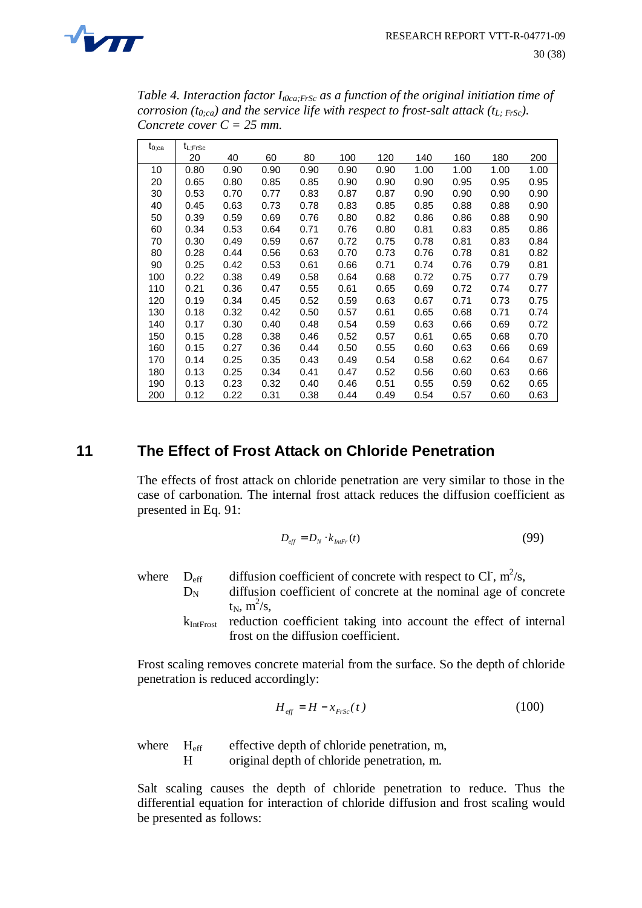*Table 4. Interaction factor $I_{t0ca;FrSc}$ as a function of the original initiation time of corrosion ($t_{0;ca}$) and the service life with respect to frost-salt attack ($t_{L;\,FrSc}$). Concrete cover $C$ = 25 mm.*

| $t_{0;ca}$ | $t_{L;FrSc}$ 20 | 40 | 60 | 80 | 100 | 120 | 140 | 160 | 180 | 200 |
|---|---|---|---|---|---|---|---|---|---|---|
| 10 | 0.80 | 0.90 | 0.90 | 0.90 | 0.90 | 0.90 | 1.00 | 1.00 | 1.00 | 1.00 |
| 20 | 0.65 | 0.80 | 0.85 | 0.85 | 0.90 | 0.90 | 0.90 | 0.95 | 0.95 | 0.95 |
| 30 | 0.53 | 0.70 | 0.77 | 0.83 | 0.87 | 0.87 | 0.90 | 0.90 | 0.90 | 0.90 |
| 40 | 0.45 | 0.63 | 0.73 | 0.78 | 0.83 | 0.85 | 0.85 | 0.88 | 0.88 | 0.90 |
| 50 | 0.39 | 0.59 | 0.69 | 0.76 | 0.80 | 0.82 | 0.86 | 0.86 | 0.88 | 0.90 |
| 60 | 0.34 | 0.53 | 0.64 | 0.71 | 0.76 | 0.80 | 0.81 | 0.83 | 0.85 | 0.86 |
| 70 | 0.30 | 0.49 | 0.59 | 0.67 | 0.72 | 0.75 | 0.78 | 0.81 | 0.83 | 0.84 |
| 80 | 0.28 | 0.44 | 0.56 | 0.63 | 0.70 | 0.73 | 0.76 | 0.78 | 0.81 | 0.82 |
| 90 | 0.25 | 0.42 | 0.53 | 0.61 | 0.66 | 0.71 | 0.74 | 0.76 | 0.79 | 0.81 |
| 100 | 0.22 | 0.38 | 0.49 | 0.58 | 0.64 | 0.68 | 0.72 | 0.75 | 0.77 | 0.79 |
| 110 | 0.21 | 0.36 | 0.47 | 0.55 | 0.61 | 0.65 | 0.69 | 0.72 | 0.74 | 0.77 |
| 120 | 0.19 | 0.34 | 0.45 | 0.52 | 0.59 | 0.63 | 0.67 | 0.71 | 0.73 | 0.75 |
| 130 | 0.18 | 0.32 | 0.42 | 0.50 | 0.57 | 0.61 | 0.65 | 0.68 | 0.71 | 0.74 |
| 140 | 0.17 | 0.30 | 0.40 | 0.48 | 0.54 | 0.59 | 0.63 | 0.66 | 0.69 | 0.72 |
| 150 | 0.15 | 0.28 | 0.38 | 0.46 | 0.52 | 0.57 | 0.61 | 0.65 | 0.68 | 0.70 |
| 160 | 0.15 | 0.27 | 0.36 | 0.44 | 0.50 | 0.55 | 0.60 | 0.63 | 0.66 | 0.69 |
| 170 | 0.14 | 0.25 | 0.35 | 0.43 | 0.49 | 0.54 | 0.58 | 0.62 | 0.64 | 0.67 |
| 180 | 0.13 | 0.25 | 0.34 | 0.41 | 0.47 | 0.52 | 0.56 | 0.60 | 0.63 | 0.66 |
| 190 | 0.13 | 0.23 | 0.32 | 0.40 | 0.46 | 0.51 | 0.55 | 0.59 | 0.62 | 0.65 |
| 200 | 0.12 | 0.22 | 0.31 | 0.38 | 0.44 | 0.49 | 0.54 | 0.57 | 0.60 | 0.63 |

# 11 The Effect of Frost Attack on Chloride Penetration

The effects of frost attack on chloride penetration are very similar to those in the case of carbonation. The internal frost attack reduces the diffusion coefficient as presented in Eq. 91:

$$D_{eff} = D_N \cdot k_{IntFr}(t) \tag{99}$$

where
- $D_{eff}$ diffusion coefficient of concrete with respect to $Cl^-$, $m^2/s$,
- $D_N$ diffusion coefficient of concrete at the nominal age of concrete $t_N$, $m^2/s$,
- $k_{IntFrost}$ reduction coefficient taking into account the effect of internal frost on the diffusion coefficient.

Frost scaling removes concrete material from the surface. So the depth of chloride penetration is reduced accordingly:

$$H_{eff} = H - x_{FrSc}(t) \tag{100}$$

where
- $H_{eff}$ effective depth of chloride penetration, m,
- $H$ original depth of chloride penetration, m.

Salt scaling causes the depth of chloride penetration to reduce. Thus the differential equation for interaction of chloride diffusion and frost scaling would be presented as follows: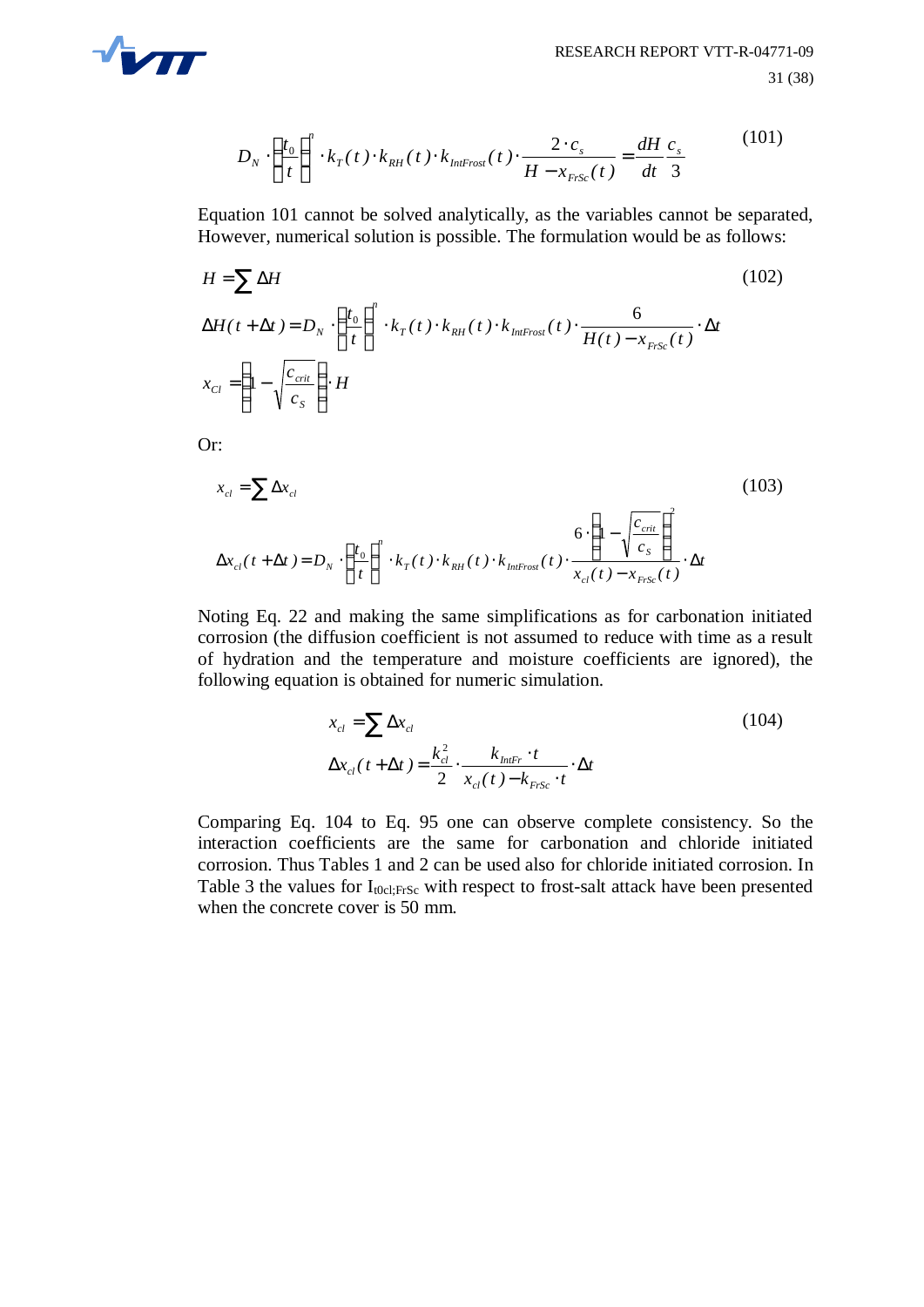$$D_N \cdot \left(\frac{t_0}{t}\right)^n \cdot k_T(t) \cdot k_{RH}(t) \cdot k_{IntFrost}(t) \cdot \frac{2 \cdot c_s}{H - x_{FrSc}(t)} = \frac{dH}{dt} \frac{c_s}{3} \tag{101}$$

Equation 101 cannot be solved analytically, as the variables cannot be separated, However, numerical solution is possible. The formulation would be as follows:

$$H = \sum \Delta H \tag{102}$$

$$\Delta H(t + \Delta t) = D_N \cdot \left(\frac{t_0}{t}\right)^n \cdot k_T(t) \cdot k_{RH}(t) \cdot k_{IntFrost}(t) \cdot \frac{6}{H(t) - x_{FrSc}(t)} \cdot \Delta t$$

$$x_{Cl} = \left(1 - \sqrt{\frac{c_{crit}}{c_S}}\right) \cdot H$$

Or:

$$x_{cl} = \sum \Delta x_{cl} \tag{103}$$

$$\Delta x_{cl}(t + \Delta t) = D_N \cdot \left(\frac{t_0}{t}\right)^n \cdot k_T(t) \cdot k_{RH}(t) \cdot k_{IntFrost}(t) \cdot \frac{6 \cdot \left(1 - \sqrt{\frac{c_{crit}}{c_S}}\right)^2}{x_{cl}(t) - x_{FrSc}(t)} \cdot \Delta t$$

Noting Eq. 22 and making the same simplifications as for carbonation initiated corrosion (the diffusion coefficient is not assumed to reduce with time as a result of hydration and the temperature and moisture coefficients are ignored), the following equation is obtained for numeric simulation.

$$x_{cl} = \sum \Delta x_{cl} \tag{104}$$

$$\Delta x_{cl}(t + \Delta t) = \frac{k_{cl}^2}{2} \cdot \frac{k_{IntFr} \cdot t}{x_{cl}(t) - k_{FrSc} \cdot t} \cdot \Delta t$$

Comparing Eq. 104 to Eq. 95 one can observe complete consistency. So the interaction coefficients are the same for carbonation and chloride initiated corrosion. Thus Tables 1 and 2 can be used also for chloride initiated corrosion. In Table 3 the values for $I_{t0cl;FrSc}$ with respect to frost-salt attack have been presented when the concrete cover is 50 mm.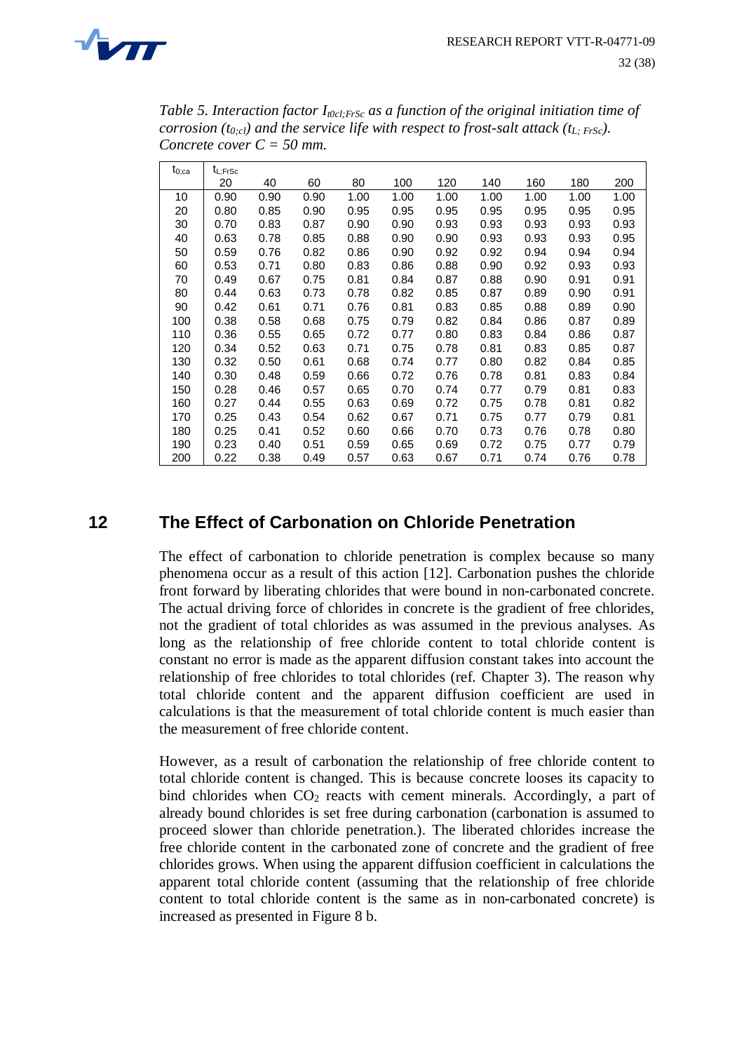*Table 5. Interaction factor $I_{t0cl;FrSc}$ as a function of the original initiation time of corrosion ($t_{0;cl}$) and the service life with respect to frost-salt attack ($t_{L;FrSc}$). Concrete cover $C = 50$ mm.*

| $t_{0;ca}$ | $t_{L;FrSc}$ | | | | | | | | | |
|---|---|---|---|---|---|---|---|---|---|---|
| | 20 | 40 | 60 | 80 | 100 | 120 | 140 | 160 | 180 | 200 |
| 10 | 0.90 | 0.90 | 0.90 | 1.00 | 1.00 | 1.00 | 1.00 | 1.00 | 1.00 | 1.00 |
| 20 | 0.80 | 0.85 | 0.90 | 0.95 | 0.95 | 0.95 | 0.95 | 0.95 | 0.95 | 0.95 |
| 30 | 0.70 | 0.83 | 0.87 | 0.90 | 0.90 | 0.93 | 0.93 | 0.93 | 0.93 | 0.93 |
| 40 | 0.63 | 0.78 | 0.85 | 0.88 | 0.90 | 0.93 | 0.93 | 0.93 | 0.93 | 0.95 |
| 50 | 0.59 | 0.76 | 0.82 | 0.86 | 0.90 | 0.92 | 0.92 | 0.94 | 0.94 | 0.94 |
| 60 | 0.53 | 0.71 | 0.80 | 0.83 | 0.86 | 0.88 | 0.90 | 0.92 | 0.93 | 0.93 |
| 70 | 0.49 | 0.67 | 0.75 | 0.81 | 0.84 | 0.87 | 0.88 | 0.90 | 0.91 | 0.91 |
| 80 | 0.44 | 0.63 | 0.73 | 0.78 | 0.82 | 0.85 | 0.87 | 0.89 | 0.90 | 0.91 |
| 90 | 0.42 | 0.61 | 0.71 | 0.76 | 0.81 | 0.83 | 0.85 | 0.88 | 0.89 | 0.90 |
| 100 | 0.38 | 0.58 | 0.68 | 0.75 | 0.79 | 0.82 | 0.84 | 0.86 | 0.87 | 0.89 |
| 110 | 0.36 | 0.55 | 0.65 | 0.72 | 0.77 | 0.80 | 0.83 | 0.84 | 0.86 | 0.87 |
| 120 | 0.34 | 0.52 | 0.63 | 0.71 | 0.75 | 0.78 | 0.81 | 0.83 | 0.85 | 0.87 |
| 130 | 0.32 | 0.50 | 0.61 | 0.68 | 0.74 | 0.77 | 0.80 | 0.82 | 0.84 | 0.85 |
| 140 | 0.30 | 0.48 | 0.59 | 0.66 | 0.72 | 0.76 | 0.78 | 0.81 | 0.83 | 0.84 |
| 150 | 0.28 | 0.46 | 0.57 | 0.65 | 0.70 | 0.74 | 0.77 | 0.79 | 0.81 | 0.83 |
| 160 | 0.27 | 0.44 | 0.55 | 0.63 | 0.69 | 0.72 | 0.75 | 0.78 | 0.81 | 0.82 |
| 170 | 0.25 | 0.43 | 0.54 | 0.62 | 0.67 | 0.71 | 0.75 | 0.77 | 0.79 | 0.81 |
| 180 | 0.25 | 0.41 | 0.52 | 0.60 | 0.66 | 0.70 | 0.73 | 0.76 | 0.78 | 0.80 |
| 190 | 0.23 | 0.40 | 0.51 | 0.59 | 0.65 | 0.69 | 0.72 | 0.75 | 0.77 | 0.79 |
| 200 | 0.22 | 0.38 | 0.49 | 0.57 | 0.63 | 0.67 | 0.71 | 0.74 | 0.76 | 0.78 |

## 12 The Effect of Carbonation on Chloride Penetration

The effect of carbonation to chloride penetration is complex because so many phenomena occur as a result of this action [12]. Carbonation pushes the chloride front forward by liberating chlorides that were bound in non-carbonated concrete. The actual driving force of chlorides in concrete is the gradient of free chlorides, not the gradient of total chlorides as was assumed in the previous analyses. As long as the relationship of free chloride content to total chloride content is constant no error is made as the apparent diffusion constant takes into account the relationship of free chlorides to total chlorides (ref. Chapter 3). The reason why total chloride content and the apparent diffusion coefficient are used in calculations is that the measurement of total chloride content is much easier than the measurement of free chloride content.

However, as a result of carbonation the relationship of free chloride content to total chloride content is changed. This is because concrete looses its capacity to bind chlorides when $CO_2$ reacts with cement minerals. Accordingly, a part of already bound chlorides is set free during carbonation (carbonation is assumed to proceed slower than chloride penetration.). The liberated chlorides increase the free chloride content in the carbonated zone of concrete and the gradient of free chlorides grows. When using the apparent diffusion coefficient in calculations the apparent total chloride content (assuming that the relationship of free chloride content to total chloride content is the same as in non-carbonated concrete) is increased as presented in Figure 8 b.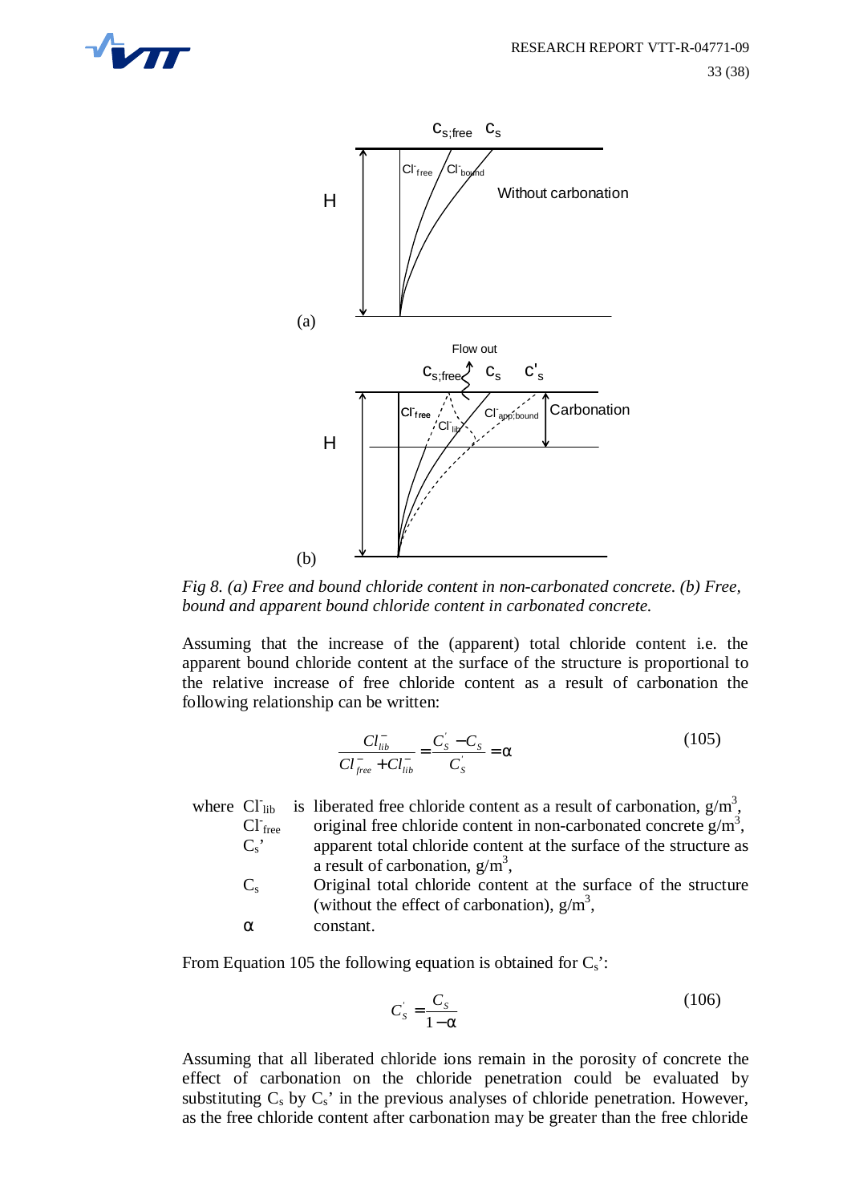*Fig 8. (a) Free and bound chloride content in non-carbonated concrete. (b) Free, bound and apparent bound chloride content in carbonated concrete.*

Assuming that the increase of the (apparent) total chloride content i.e. the apparent bound chloride content at the surface of the structure is proportional to the relative increase of free chloride content as a result of carbonation the following relationship can be written:

$$\frac{Cl_{lib}^{-}}{Cl_{free}^{-}+Cl_{lib}^{-}}=\frac{C_S^{'}-C_S}{C_S^{'}}=\alpha \tag{105}$$

where

- $Cl^{-}_{lib}$ is liberated free chloride content as a result of carbonation, $g/m^3$,
- $Cl^{-}_{free}$ original free chloride content in non-carbonated concrete $g/m^3$,
- $C_s'$ apparent total chloride content at the surface of the structure as a result of carbonation, $g/m^3$,
- $C_s$ Original total chloride content at the surface of the structure (without the effect of carbonation), $g/m^3$,
- $\alpha$ constant.

From Equation 105 the following equation is obtained for $C_s'$:

$$C_S^{'}=\frac{C_S}{1-\alpha} \tag{106}$$

Assuming that all liberated chloride ions remain in the porosity of concrete the effect of carbonation on the chloride penetration could be evaluated by substituting $C_s$ by $C_s'$ in the previous analyses of chloride penetration. However, as the free chloride content after carbonation may be greater than the free chloride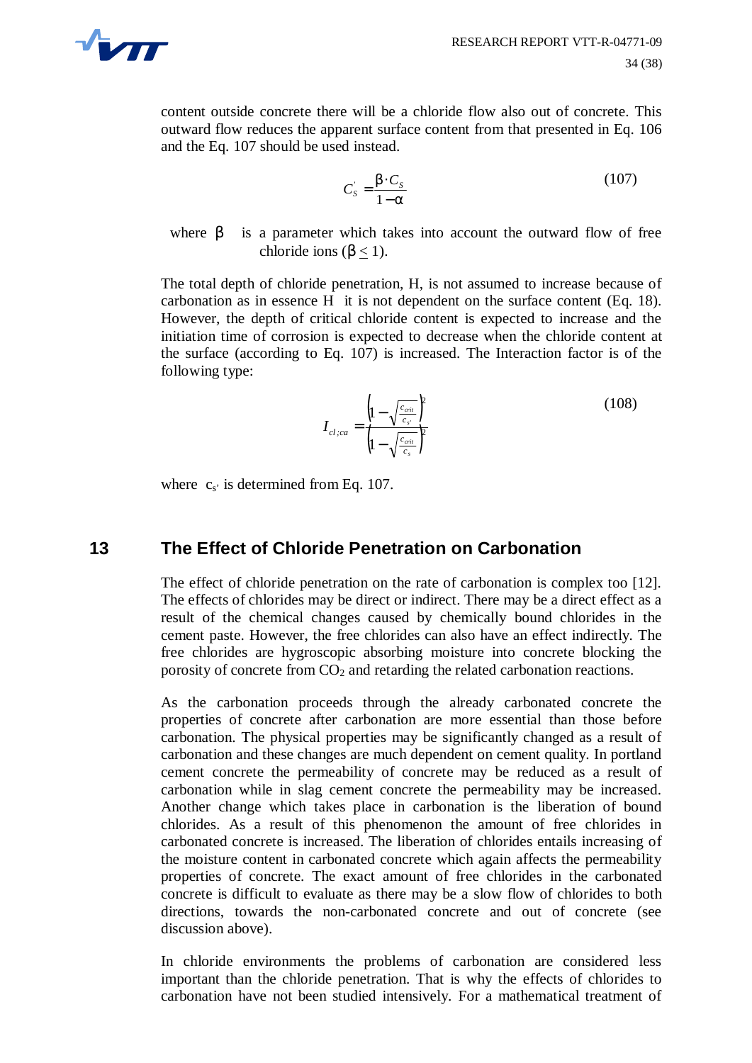content outside concrete there will be a chloride flow also out of concrete. This outward flow reduces the apparent surface content from that presented in Eq. 106 and the Eq. 107 should be used instead.

$$C_S^{'} = \frac{\beta \cdot C_S}{1-\alpha} \tag{107}$$

where $\beta$ is a parameter which takes into account the outward flow of free chloride ions ($\beta \leq 1$).

The total depth of chloride penetration, H, is not assumed to increase because of carbonation as in essence H it is not dependent on the surface content (Eq. 18). However, the depth of critical chloride content is expected to increase and the initiation time of corrosion is expected to decrease when the chloride content at the surface (according to Eq. 107) is increased. The Interaction factor is of the following type:

$$I_{cl;ca} = \frac{\left(1-\sqrt{\frac{c_{crit}}{c_{s'}}}\right)^2}{\left(1-\sqrt{\frac{c_{crit}}{c_s}}\right)^2} \tag{108}$$

where $c_{s'}$ is determined from Eq. 107.

# 13 The Effect of Chloride Penetration on Carbonation

The effect of chloride penetration on the rate of carbonation is complex too [12]. The effects of chlorides may be direct or indirect. There may be a direct effect as a result of the chemical changes caused by chemically bound chlorides in the cement paste. However, the free chlorides can also have an effect indirectly. The free chlorides are hygroscopic absorbing moisture into concrete blocking the porosity of concrete from $CO_2$ and retarding the related carbonation reactions.

As the carbonation proceeds through the already carbonated concrete the properties of concrete after carbonation are more essential than those before carbonation. The physical properties may be significantly changed as a result of carbonation and these changes are much dependent on cement quality. In portland cement concrete the permeability of concrete may be reduced as a result of carbonation while in slag cement concrete the permeability may be increased. Another change which takes place in carbonation is the liberation of bound chlorides. As a result of this phenomenon the amount of free chlorides in carbonated concrete is increased. The liberation of chlorides entails increasing of the moisture content in carbonated concrete which again affects the permeability properties of concrete. The exact amount of free chlorides in the carbonated concrete is difficult to evaluate as there may be a slow flow of chlorides to both directions, towards the non-carbonated concrete and out of concrete (see discussion above).

In chloride environments the problems of carbonation are considered less important than the chloride penetration. That is why the effects of chlorides to carbonation have not been studied intensively. For a mathematical treatment of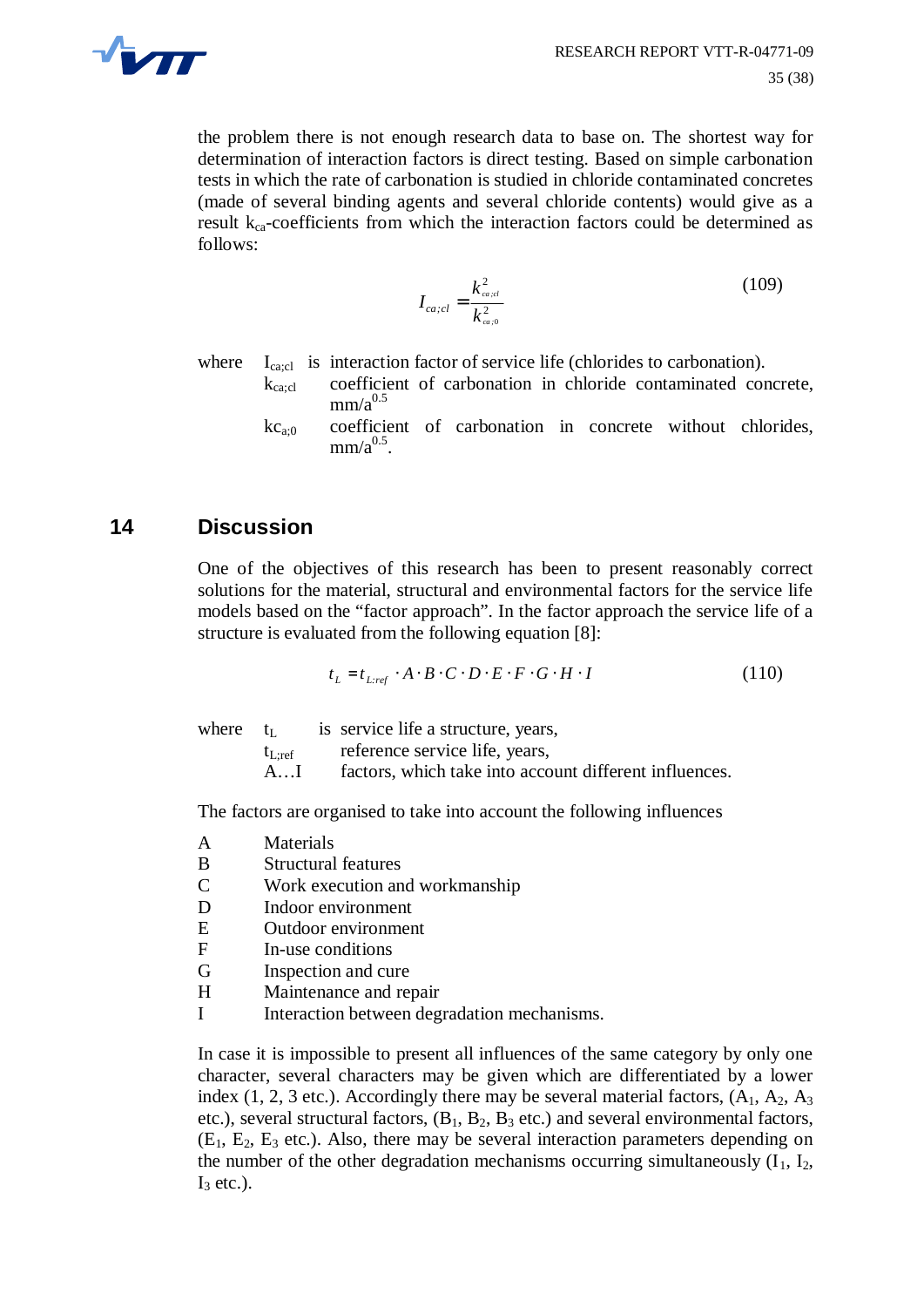the problem there is not enough research data to base on. The shortest way for determination of interaction factors is direct testing. Based on simple carbonation tests in which the rate of carbonation is studied in chloride contaminated concretes (made of several binding agents and several chloride contents) would give as a result $k_{ca}$-coefficients from which the interaction factors could be determined as follows:

$$I_{ca;cl} = \frac{k_{ca;cl}^2}{k_{ca;0}^2} \tag{109}$$

where $I_{ca;cl}$ is interaction factor of service life (chlorides to carbonation).
$k_{ca;cl}$ coefficient of carbonation in chloride contaminated concrete, $mm/a^{0.5}$
$kc_{a;0}$ coefficient of carbonation in concrete without chlorides, $mm/a^{0.5}$.

## 14 Discussion

One of the objectives of this research has been to present reasonably correct solutions for the material, structural and environmental factors for the service life models based on the "factor approach". In the factor approach the service life of a structure is evaluated from the following equation [8]:

$$t_L = t_{L;ref} \cdot A \cdot B \cdot C \cdot D \cdot E \cdot F \cdot G \cdot H \cdot I \tag{110}$$

where $t_L$ is service life a structure, years,
$t_{L;ref}$ reference service life, years,
A…I factors, which take into account different influences.

The factors are organised to take into account the following influences

- A Materials
- B Structural features
- C Work execution and workmanship
- D Indoor environment
- E Outdoor environment
- F In-use conditions
- G Inspection and cure
- H Maintenance and repair
- I Interaction between degradation mechanisms.

In case it is impossible to present all influences of the same category by only one character, several characters may be given which are differentiated by a lower index (1, 2, 3 etc.). Accordingly there may be several material factors, ($A_1$, $A_2$, $A_3$ etc.), several structural factors, ($B_1$, $B_2$, $B_3$ etc.) and several environmental factors, ($E_1$, $E_2$, $E_3$ etc.). Also, there may be several interaction parameters depending on the number of the other degradation mechanisms occurring simultaneously ($I_1$, $I_2$, $I_3$ etc.).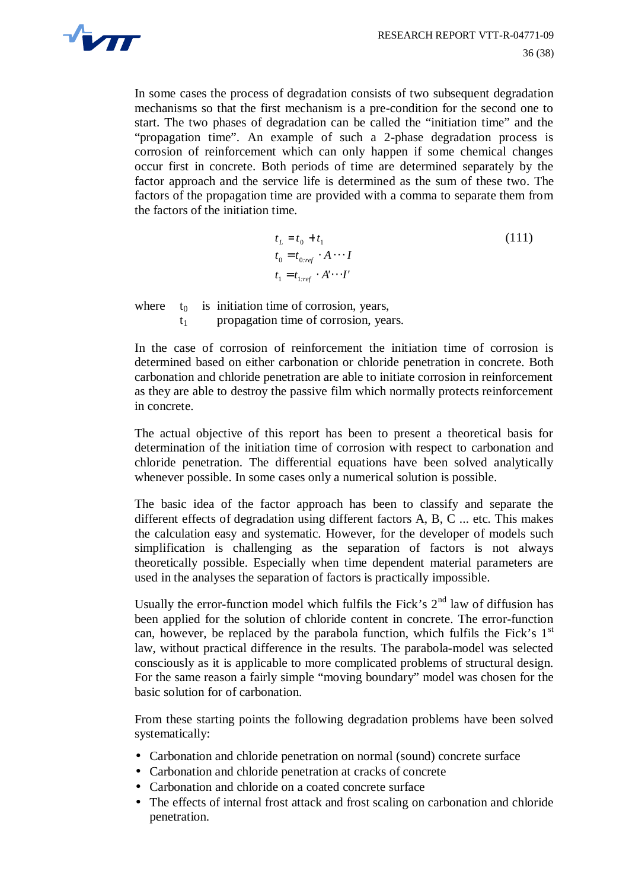In some cases the process of degradation consists of two subsequent degradation mechanisms so that the first mechanism is a pre-condition for the second one to start. The two phases of degradation can be called the “initiation time” and the “propagation time”. An example of such a 2-phase degradation process is corrosion of reinforcement which can only happen if some chemical changes occur first in concrete. Both periods of time are determined separately by the factor approach and the service life is determined as the sum of these two. The factors of the propagation time are provided with a comma to separate them from the factors of the initiation time.

$$
\begin{aligned}
t_L &= t_0 + t_1 \\
t_0 &= t_{0:ref} \cdot A \cdots I \\
t_1 &= t_{1:ref} \cdot A' \cdots I'
\end{aligned}
\tag{111}
$$

where $t_0$ is initiation time of corrosion, years,
$t_1$ propagation time of corrosion, years.

In the case of corrosion of reinforcement the initiation time of corrosion is determined based on either carbonation or chloride penetration in concrete. Both carbonation and chloride penetration are able to initiate corrosion in reinforcement as they are able to destroy the passive film which normally protects reinforcement in concrete.

The actual objective of this report has been to present a theoretical basis for determination of the initiation time of corrosion with respect to carbonation and chloride penetration. The differential equations have been solved analytically whenever possible. In some cases only a numerical solution is possible.

The basic idea of the factor approach has been to classify and separate the different effects of degradation using different factors A, B, C ... etc. This makes the calculation easy and systematic. However, for the developer of models such simplification is challenging as the separation of factors is not always theoretically possible. Especially when time dependent material parameters are used in the analyses the separation of factors is practically impossible.

Usually the error-function model which fulfils the Fick’s 2[nd] law of diffusion has been applied for the solution of chloride content in concrete. The error-function can, however, be replaced by the parabola function, which fulfils the Fick’s 1[st] law, without practical difference in the results. The parabola-model was selected consciously as it is applicable to more complicated problems of structural design. For the same reason a fairly simple “moving boundary” model was chosen for the basic solution for of carbonation.

From these starting points the following degradation problems have been solved systematically:

- Carbonation and chloride penetration on normal (sound) concrete surface
- Carbonation and chloride penetration at cracks of concrete
- Carbonation and chloride on a coated concrete surface
- The effects of internal frost attack and frost scaling on carbonation and chloride penetration.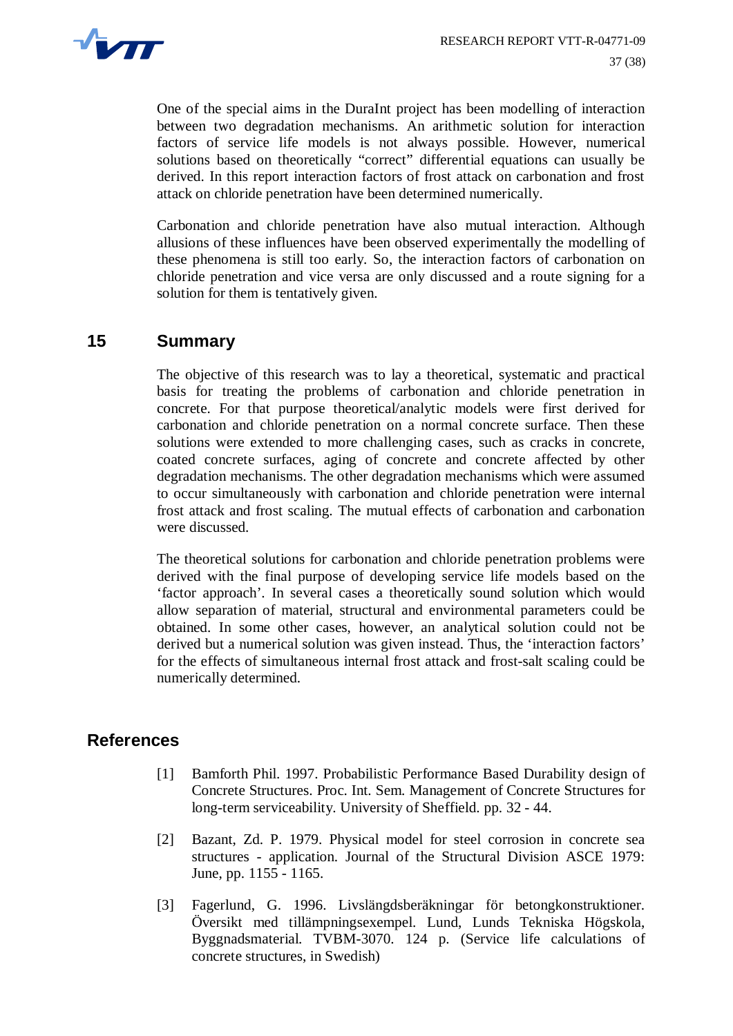One of the special aims in the DuraInt project has been modelling of interaction between two degradation mechanisms. An arithmetic solution for interaction factors of service life models is not always possible. However, numerical solutions based on theoretically "correct" differential equations can usually be derived. In this report interaction factors of frost attack on carbonation and frost attack on chloride penetration have been determined numerically.

Carbonation and chloride penetration have also mutual interaction. Although allusions of these influences have been observed experimentally the modelling of these phenomena is still too early. So, the interaction factors of carbonation on chloride penetration and vice versa are only discussed and a route signing for a solution for them is tentatively given.

## 15 Summary

The objective of this research was to lay a theoretical, systematic and practical basis for treating the problems of carbonation and chloride penetration in concrete. For that purpose theoretical/analytic models were first derived for carbonation and chloride penetration on a normal concrete surface. Then these solutions were extended to more challenging cases, such as cracks in concrete, coated concrete surfaces, aging of concrete and concrete affected by other degradation mechanisms. The other degradation mechanisms which were assumed to occur simultaneously with carbonation and chloride penetration were internal frost attack and frost scaling. The mutual effects of carbonation and carbonation were discussed.

The theoretical solutions for carbonation and chloride penetration problems were derived with the final purpose of developing service life models based on the 'factor approach'. In several cases a theoretically sound solution which would allow separation of material, structural and environmental parameters could be obtained. In some other cases, however, an analytical solution could not be derived but a numerical solution was given instead. Thus, the 'interaction factors' for the effects of simultaneous internal frost attack and frost-salt scaling could be numerically determined.

## References

[1] Bamforth Phil. 1997. Probabilistic Performance Based Durability design of Concrete Structures. Proc. Int. Sem. Management of Concrete Structures for long-term serviceability. University of Sheffield. pp. 32 - 44.

[2] Bazant, Zd. P. 1979. Physical model for steel corrosion in concrete sea structures - application. Journal of the Structural Division ASCE 1979: June, pp. 1155 - 1165.

[3] Fagerlund, G. 1996. Livslängdsberäkningar för betongkonstruktioner. Översikt med tillämpningsexempel. Lund, Lunds Tekniska Högskola, Byggnadsmaterial. TVBM-3070. 124 p. (Service life calculations of concrete structures, in Swedish)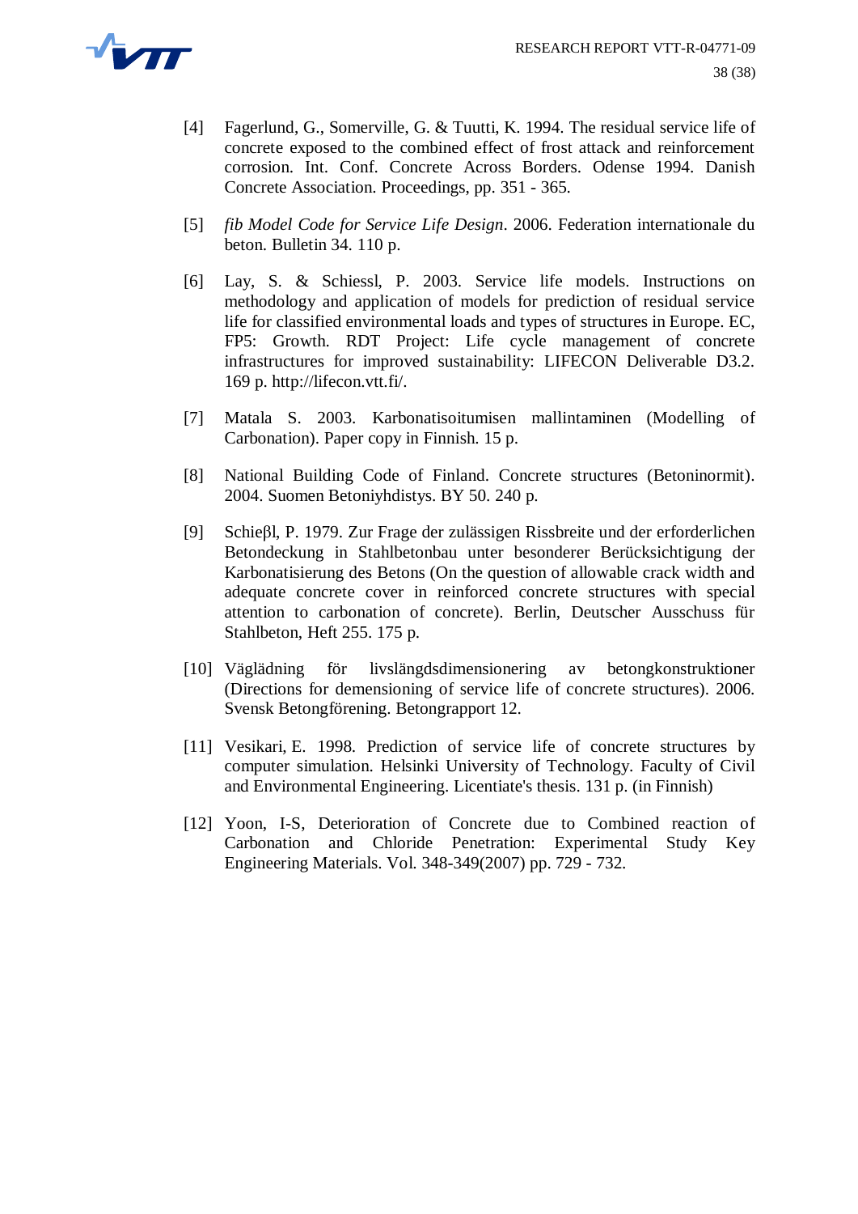[4] Fagerlund, G., Somerville, G. & Tuutti, K. 1994. The residual service life of concrete exposed to the combined effect of frost attack and reinforcement corrosion. Int. Conf. Concrete Across Borders. Odense 1994. Danish Concrete Association. Proceedings, pp. 351 - 365.

[5] *fib Model Code for Service Life Design*. 2006. Federation internationale du beton. Bulletin 34. 110 p.

[6] Lay, S. & Schiessl, P. 2003. Service life models. Instructions on methodology and application of models for prediction of residual service life for classified environmental loads and types of structures in Europe. EC, FP5: Growth. RDT Project: Life cycle management of concrete infrastructures for improved sustainability: LIFECON Deliverable D3.2. 169 p. http://lifecon.vtt.fi/.

[7] Matala S. 2003. Karbonatisoitumisen mallintaminen (Modelling of Carbonation). Paper copy in Finnish. 15 p.

[8] National Building Code of Finland. Concrete structures (Betoninormit). 2004. Suomen Betoniyhdistys. BY 50. 240 p.

[9] Schieβl, P. 1979. Zur Frage der zulässigen Rissbreite und der erforderlichen Betondeckung in Stahlbetonbau unter besonderer Berücksichtigung der Karbonatisierung des Betons (On the question of allowable crack width and adequate concrete cover in reinforced concrete structures with special attention to carbonation of concrete). Berlin, Deutscher Ausschuss für Stahlbeton, Heft 255. 175 p.

[10] Väglädning för livslängdsdimensionering av betongkonstruktioner (Directions for demensioning of service life of concrete structures). 2006. Svensk Betongförening. Betongrapport 12.

[11] Vesikari, E. 1998. Prediction of service life of concrete structures by computer simulation. Helsinki University of Technology. Faculty of Civil and Environmental Engineering. Licentiate's thesis. 131 p. (in Finnish)

[12] Yoon, I-S, Deterioration of Concrete due to Combined reaction of Carbonation and Chloride Penetration: Experimental Study Key Engineering Materials. Vol. 348-349(2007) pp. 729 - 732.